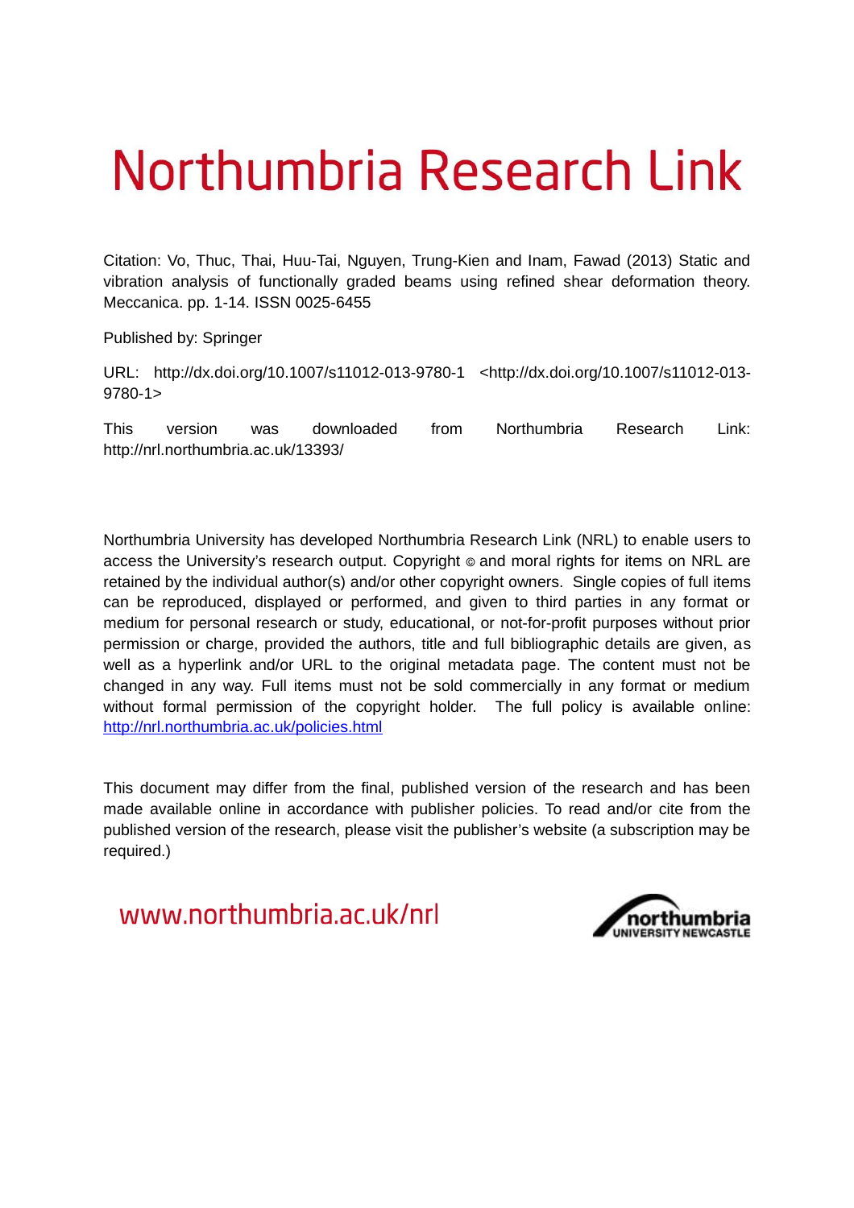# Northumbria Research Link

Citation: Vo, Thuc, Thai, Huu-Tai, Nguyen, Trung-Kien and Inam, Fawad (2013) Static and vibration analysis of functionally graded beams using refined shear deformation theory. Meccanica. pp. 1-14. ISSN 0025-6455

Published by: Springer

URL: http://dx.doi.org/10.1007/s11012-013-9780-1 <http://dx.doi.org/10.1007/s11012-013-9780-1>

This version was downloaded from Northumbria Research Link: http://nrl.northumbria.ac.uk/13393/

Northumbria University has developed Northumbria Research Link (NRL) to enable users to access the University's research output. Copyright © and moral rights for items on NRL are retained by the individual author(s) and/or other copyright owners. Single copies of full items can be reproduced, displayed or performed, and given to third parties in any format or medium for personal research or study, educational, or not-for-profit purposes without prior permission or charge, provided the authors, title and full bibliographic details are given, as well as a hyperlink and/or URL to the original metadata page. The content must not be changed in any way. Full items must not be sold commercially in any format or medium without formal permission of the copyright holder. The full policy is available online: [http://nrl.northumbria.ac.uk/policies.html](http://nrl.northumbria.ac.uk/policies.html)

This document may differ from the final, published version of the research and has been made available online in accordance with publisher policies. To read and/or cite from the published version of the research, please visit the publisher's website (a subscription may be required.)

www.northumbria.ac.uk/nrl

northumbria UNIVERSITY NEWCASTLE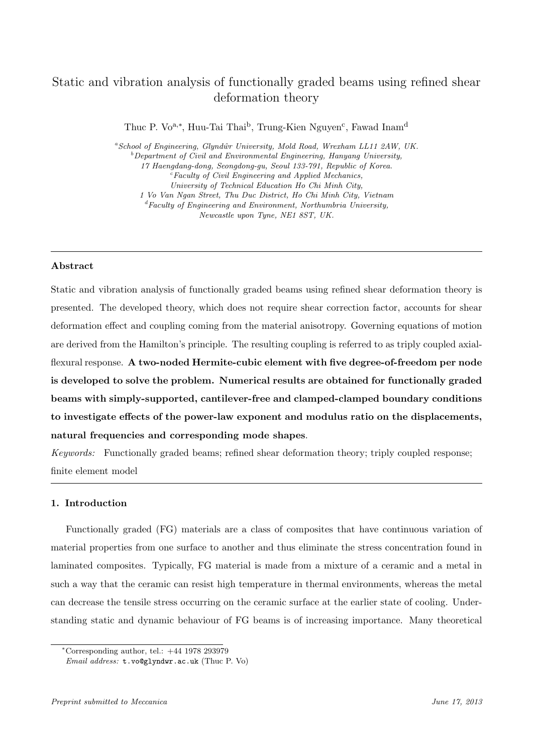# Static and vibration analysis of functionally graded beams using refined shear deformation theory

Thuc P. Vo[a,*], Huu-Tai Thai[b], Trung-Kien Nguyen[c], Fawad Inam[d]

[a]*School of Engineering, Glyndŵr University, Mold Road, Wrexham LL11 2AW, UK.*
[b]*Department of Civil and Environmental Engineering, Hanyang University, 17 Haengdang-dong, Seongdong-gu, Seoul 133-791, Republic of Korea.*
[c]*Faculty of Civil Engineering and Applied Mechanics, University of Technical Education Ho Chi Minh City, 1 Vo Van Ngan Street, Thu Duc District, Ho Chi Minh City, Vietnam*
[d]*Faculty of Engineering and Environment, Northumbria University, Newcastle upon Tyne, NE1 8ST, UK.*

---

## Abstract

Static and vibration analysis of functionally graded beams using refined shear deformation theory is presented. The developed theory, which does not require shear correction factor, accounts for shear deformation effect and coupling coming from the material anisotropy. Governing equations of motion are derived from the Hamilton's principle. The resulting coupling is referred to as triply coupled axial-flexural response. **A two-noded Hermite-cubic element with five degree-of-freedom per node is developed to solve the problem. Numerical results are obtained for functionally graded beams with simply-supported, cantilever-free and clamped-clamped boundary conditions to investigate effects of the power-law exponent and modulus ratio on the displacements, natural frequencies and corresponding mode shapes**.

*Keywords:* Functionally graded beams; refined shear deformation theory; triply coupled response; finite element model

---

## 1. Introduction

Functionally graded (FG) materials are a class of composites that have continuous variation of material properties from one surface to another and thus eliminate the stress concentration found in laminated composites. Typically, FG material is made from a mixture of a ceramic and a metal in such a way that the ceramic can resist high temperature in thermal environments, whereas the metal can decrease the tensile stress occurring on the ceramic surface at the earlier state of cooling. Understanding static and dynamic behaviour of FG beams is of increasing importance. Many theoretical

---

*Corresponding author, tel.: +44 1978 293979
*Email address:* t.vo@glyndwr.ac.uk (Thuc P. Vo)

*Preprint submitted to Meccanica* *June 17, 2013*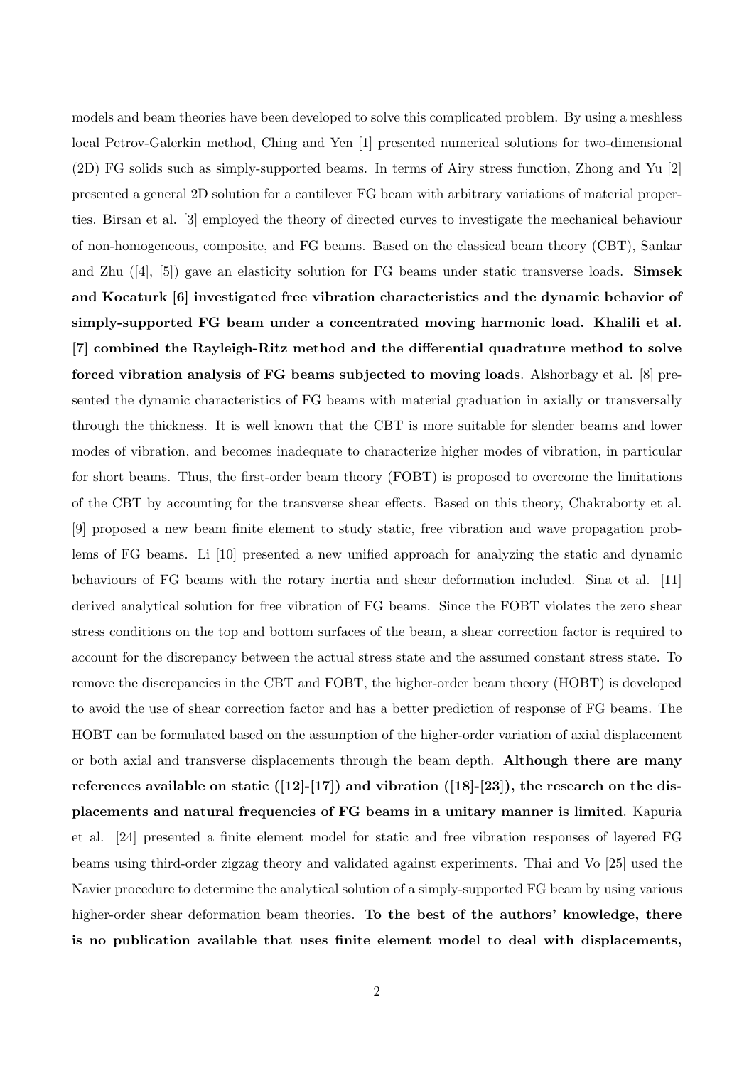models and beam theories have been developed to solve this complicated problem. By using a meshless local Petrov-Galerkin method, Ching and Yen [1] presented numerical solutions for two-dimensional (2D) FG solids such as simply-supported beams. In terms of Airy stress function, Zhong and Yu [2] presented a general 2D solution for a cantilever FG beam with arbitrary variations of material properties. Birsan et al. [3] employed the theory of directed curves to investigate the mechanical behaviour of non-homogeneous, composite, and FG beams. Based on the classical beam theory (CBT), Sankar and Zhu ([4], [5]) gave an elasticity solution for FG beams under static transverse loads. **Simsek and Kocaturk [6] investigated free vibration characteristics and the dynamic behavior of simply-supported FG beam under a concentrated moving harmonic load. Khalili et al. [7] combined the Rayleigh-Ritz method and the differential quadrature method to solve forced vibration analysis of FG beams subjected to moving loads**. Alshorbagy et al. [8] presented the dynamic characteristics of FG beams with material graduation in axially or transversally through the thickness. It is well known that the CBT is more suitable for slender beams and lower modes of vibration, and becomes inadequate to characterize higher modes of vibration, in particular for short beams. Thus, the first-order beam theory (FOBT) is proposed to overcome the limitations of the CBT by accounting for the transverse shear effects. Based on this theory, Chakraborty et al. [9] proposed a new beam finite element to study static, free vibration and wave propagation problems of FG beams. Li [10] presented a new unified approach for analyzing the static and dynamic behaviours of FG beams with the rotary inertia and shear deformation included. Sina et al. [11] derived analytical solution for free vibration of FG beams. Since the FOBT violates the zero shear stress conditions on the top and bottom surfaces of the beam, a shear correction factor is required to account for the discrepancy between the actual stress state and the assumed constant stress state. To remove the discrepancies in the CBT and FOBT, the higher-order beam theory (HOBT) is developed to avoid the use of shear correction factor and has a better prediction of response of FG beams. The HOBT can be formulated based on the assumption of the higher-order variation of axial displacement or both axial and transverse displacements through the beam depth. **Although there are many references available on static ([12]-[17]) and vibration ([18]-[23]), the research on the displacements and natural frequencies of FG beams in a unitary manner is limited**. Kapuria et al. [24] presented a finite element model for static and free vibration responses of layered FG beams using third-order zigzag theory and validated against experiments. Thai and Vo [25] used the Navier procedure to determine the analytical solution of a simply-supported FG beam by using various higher-order shear deformation beam theories. **To the best of the authors' knowledge, there is no publication available that uses finite element model to deal with displacements,**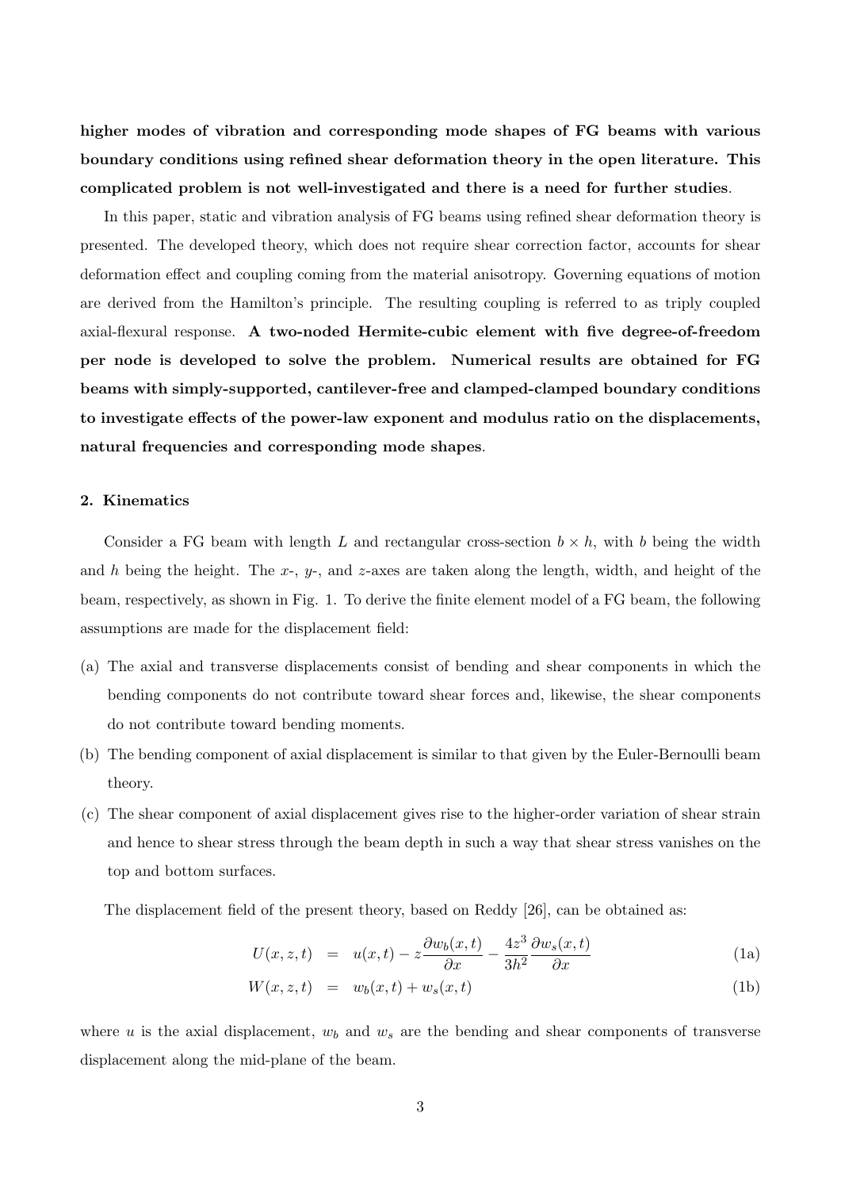**higher modes of vibration and corresponding mode shapes of FG beams with various boundary conditions using refined shear deformation theory in the open literature. This complicated problem is not well-investigated and there is a need for further studies**.

In this paper, static and vibration analysis of FG beams using refined shear deformation theory is presented. The developed theory, which does not require shear correction factor, accounts for shear deformation effect and coupling coming from the material anisotropy. Governing equations of motion are derived from the Hamilton's principle. The resulting coupling is referred to as triply coupled axial-flexural response. **A two-noded Hermite-cubic element with five degree-of-freedom per node is developed to solve the problem. Numerical results are obtained for FG beams with simply-supported, cantilever-free and clamped-clamped boundary conditions to investigate effects of the power-law exponent and modulus ratio on the displacements, natural frequencies and corresponding mode shapes**.

## 2. Kinematics

Consider a FG beam with length $L$ and rectangular cross-section $b \times h$, with $b$ being the width and $h$ being the height. The $x$-, $y$-, and $z$-axes are taken along the length, width, and height of the beam, respectively, as shown in Fig. 1. To derive the finite element model of a FG beam, the following assumptions are made for the displacement field:

(a) The axial and transverse displacements consist of bending and shear components in which the bending components do not contribute toward shear forces and, likewise, the shear components do not contribute toward bending moments.

(b) The bending component of axial displacement is similar to that given by the Euler-Bernoulli beam theory.

(c) The shear component of axial displacement gives rise to the higher-order variation of shear strain and hence to shear stress through the beam depth in such a way that shear stress vanishes on the top and bottom surfaces.

The displacement field of the present theory, based on Reddy [26], can be obtained as:

$$U(x,z,t) = u(x,t) - z\frac{\partial w_b(x,t)}{\partial x} - \frac{4z^3}{3h^2}\frac{\partial w_s(x,t)}{\partial x} \tag{1a}$$

$$W(x,z,t) = w_b(x,t) + w_s(x,t) \tag{1b}$$

where $u$ is the axial displacement, $w_b$ and $w_s$ are the bending and shear components of transverse displacement along the mid-plane of the beam.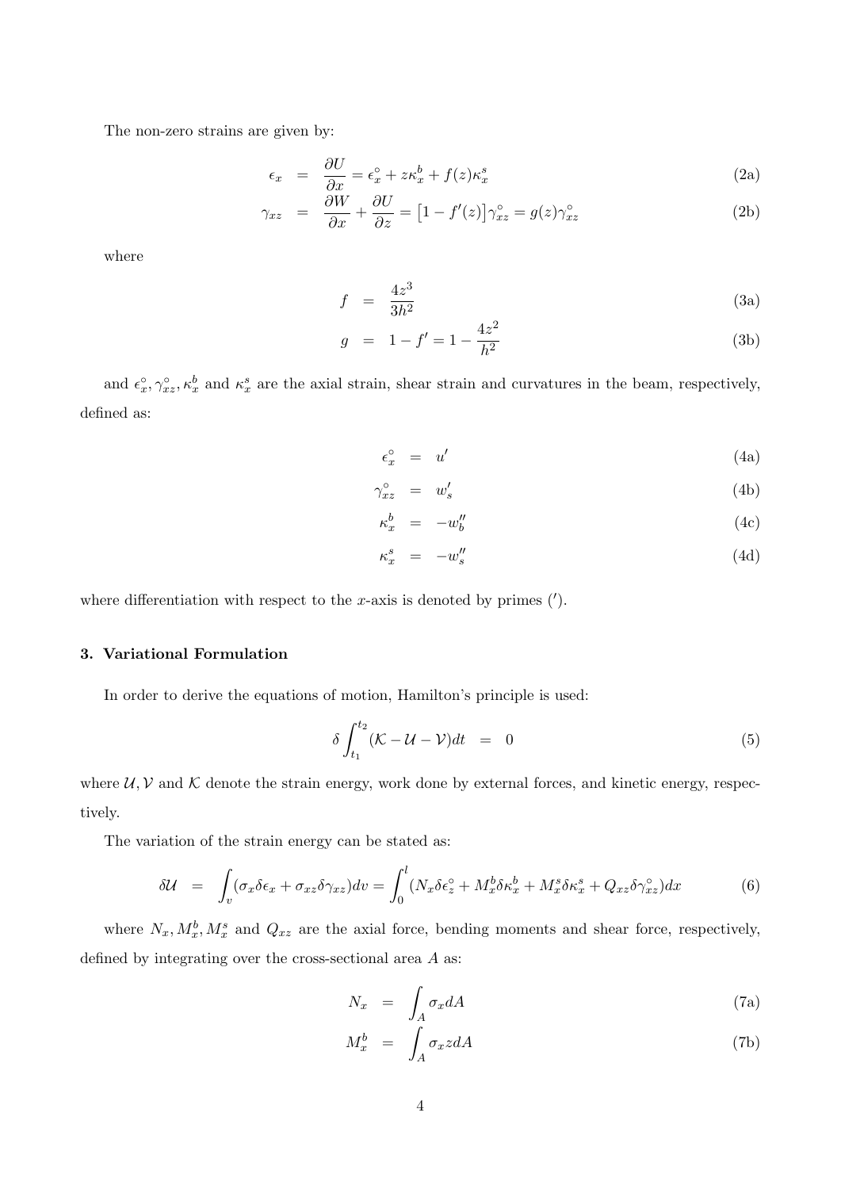The non-zero strains are given by:

$$
\epsilon_x = \frac{\partial U}{\partial x} = \epsilon_x^\circ + z\kappa_x^b + f(z)\kappa_x^s \tag{2a}
$$

$$
\gamma_{xz} = \frac{\partial W}{\partial x} + \frac{\partial U}{\partial z} = \left[1 - f'(z)\right]\gamma_{xz}^\circ = g(z)\gamma_{xz}^\circ \tag{2b}
$$

where

$$
f = \frac{4z^3}{3h^2} \tag{3a}
$$

$$
g = 1 - f' = 1 - \frac{4z^2}{h^2} \tag{3b}
$$

and $\epsilon_x^\circ, \gamma_{xz}^\circ, \kappa_x^b$ and $\kappa_x^s$ are the axial strain, shear strain and curvatures in the beam, respectively, defined as:

$$
\epsilon_x^\circ = u' \tag{4a}
$$

$$
\gamma_{xz}^\circ = w_s' \tag{4b}
$$

$$
\kappa_x^b = -w_b'' \tag{4c}
$$

$$
\kappa_x^s = -w_s'' \tag{4d}
$$

where differentiation with respect to the $x$-axis is denoted by primes ($'$).

## 3. Variational Formulation

In order to derive the equations of motion, Hamilton's principle is used:

$$
\delta \int_{t_1}^{t_2} (\mathcal{K} - \mathcal{U} - \mathcal{V}) dt = 0 \tag{5}
$$

where $\mathcal{U}, \mathcal{V}$ and $\mathcal{K}$ denote the strain energy, work done by external forces, and kinetic energy, respectively.

The variation of the strain energy can be stated as:

$$
\delta \mathcal{U} = \int_v (\sigma_x \delta\epsilon_x + \sigma_{xz}\delta\gamma_{xz}) dv = \int_0^l (N_x \delta\epsilon_z^\circ + M_x^b \delta\kappa_x^b + M_x^s \delta\kappa_x^s + Q_{xz}\delta\gamma_{xz}^\circ) dx \tag{6}
$$

where $N_x, M_x^b, M_x^s$ and $Q_{xz}$ are the axial force, bending moments and shear force, respectively, defined by integrating over the cross-sectional area $A$ as:

$$
N_x = \int_A \sigma_x dA \tag{7a}
$$

$$
M_x^b = \int_A \sigma_x z dA \tag{7b}
$$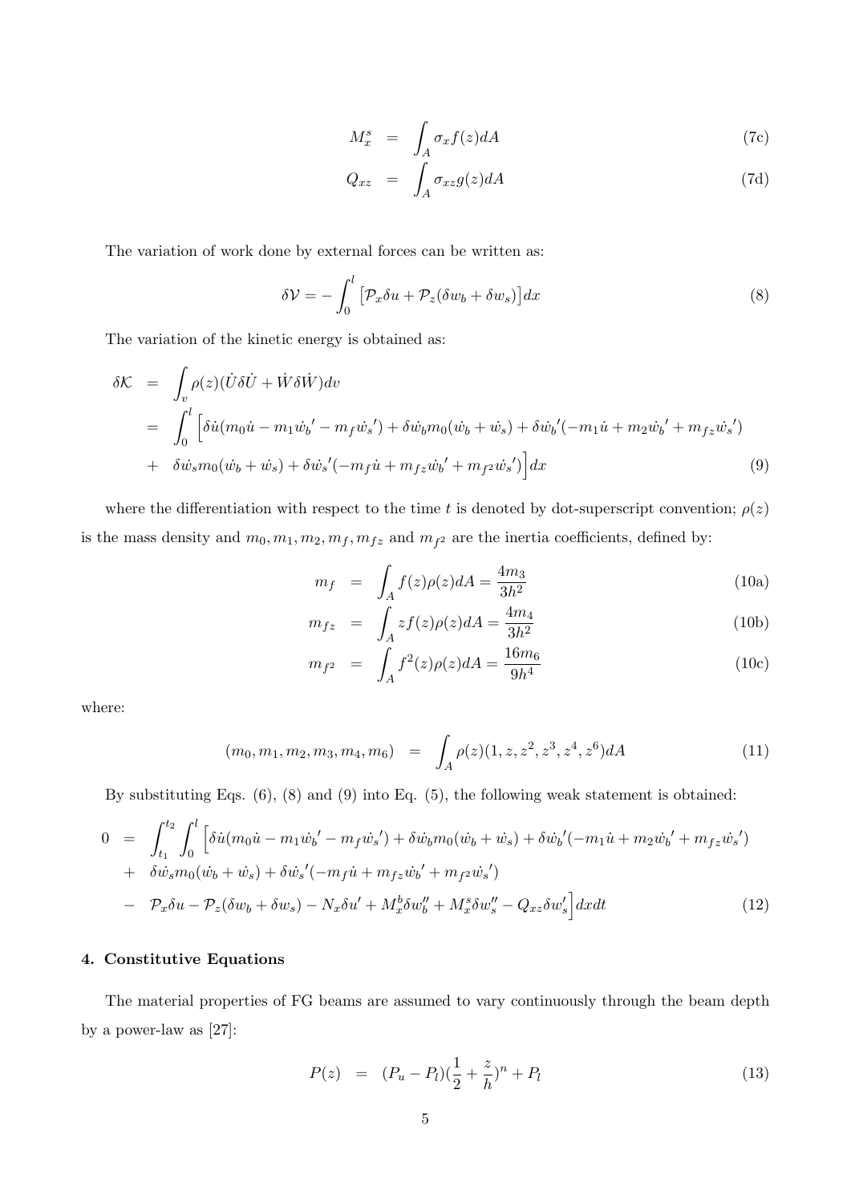$$
\begin{aligned}
M_x^s &= \int_A \sigma_x f(z) dA && \text{(7c)} \\
Q_{xz} &= \int_A \sigma_{xz} g(z) dA && \text{(7d)}
\end{aligned}
$$

The variation of work done by external forces can be written as:

$$
\delta \mathcal{V} = -\int_0^l \left[ \mathcal{P}_x \delta u + \mathcal{P}_z (\delta w_b + \delta w_s) \right] dx \tag{8}
$$

The variation of the kinetic energy is obtained as:

$$
\begin{aligned}
\delta \mathcal{K} &= \int_v \rho(z) (\dot{U} \delta \dot{U} + \dot{W} \delta \dot{W}) dv \\
&= \int_0^l \Big[ \delta \dot{u} (m_0 \dot{u} - m_1 \dot{w}_b{}' - m_f \dot{w}_s{}') + \delta \dot{w}_b m_0 (\dot{w}_b + \dot{w}_s) + \delta \dot{w}_b{}' (-m_1 \dot{u} + m_2 \dot{w}_b{}' + m_{fz} \dot{w}_s{}') \\
&+ \delta \dot{w}_s m_0 (\dot{w}_b + \dot{w}_s) + \delta \dot{w}_s{}' (-m_f \dot{u} + m_{fz} \dot{w}_b{}' + m_{f^2} \dot{w}_s{}') \Big] dx
\end{aligned} \tag{9}
$$

where the differentiation with respect to the time $t$ is denoted by dot-superscript convention; $\rho(z)$ is the mass density and $m_0, m_1, m_2, m_f, m_{fz}$ and $m_{f^2}$ are the inertia coefficients, defined by:

$$
\begin{aligned}
m_f &= \int_A f(z) \rho(z) dA = \frac{4 m_3}{3h^2} && \text{(10a)} \\
m_{fz} &= \int_A z f(z) \rho(z) dA = \frac{4 m_4}{3h^2} && \text{(10b)} \\
m_{f^2} &= \int_A f^2(z) \rho(z) dA = \frac{16 m_6}{9h^4} && \text{(10c)}
\end{aligned}
$$

where:

$$
(m_0, m_1, m_2, m_3, m_4, m_6) = \int_A \rho(z) (1, z, z^2, z^3, z^4, z^6) dA \tag{11}
$$

By substituting Eqs. (6), (8) and (9) into Eq. (5), the following weak statement is obtained:

$$
\begin{aligned}
0 &= \int_{t_1}^{t_2} \int_0^l \Big[ \delta \dot{u} (m_0 \dot{u} - m_1 \dot{w}_b{}' - m_f \dot{w}_s{}') + \delta \dot{w}_b m_0 (\dot{w}_b + \dot{w}_s) + \delta \dot{w}_b{}' (-m_1 \dot{u} + m_2 \dot{w}_b{}' + m_{fz} \dot{w}_s{}') \\
&+ \delta \dot{w}_s m_0 (\dot{w}_b + \dot{w}_s) + \delta \dot{w}_s{}' (-m_f \dot{u} + m_{fz} \dot{w}_b{}' + m_{f^2} \dot{w}_s{}') \\
&- \mathcal{P}_x \delta u - \mathcal{P}_z (\delta w_b + \delta w_s) - N_x \delta u' + M_x^b \delta w_b'' + M_x^s \delta w_s'' - Q_{xz} \delta w_s' \Big] dx dt
\end{aligned} \tag{12}
$$

## 4. Constitutive Equations

The material properties of FG beams are assumed to vary continuously through the beam depth by a power-law as [27]:

$$
P(z) = (P_u - P_l)\left(\frac{1}{2} + \frac{z}{h}\right)^n + P_l \tag{13}
$$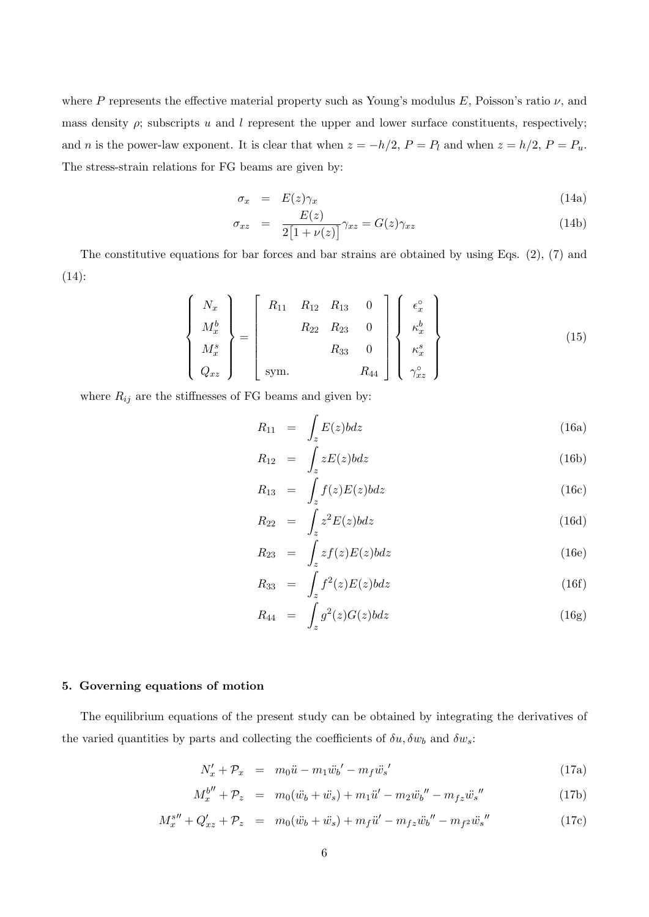where $P$ represents the effective material property such as Young's modulus $E$, Poisson's ratio $\nu$, and mass density $\rho$; subscripts $u$ and $l$ represent the upper and lower surface constituents, respectively; and $n$ is the power-law exponent. It is clear that when $z = -h/2$, $P = P_l$ and when $z = h/2$, $P = P_u$. The stress-strain relations for FG beams are given by:

$$\sigma_x = E(z)\gamma_x \tag{14a}$$

$$\sigma_{xz} = \frac{E(z)}{2\big[1+\nu(z)\big]}\gamma_{xz} = G(z)\gamma_{xz} \tag{14b}$$

The constitutive equations for bar forces and bar strains are obtained by using Eqs. (2), (7) and (14):

$$\begin{Bmatrix} N_x \\ M_x^b \\ M_x^s \\ Q_{xz} \end{Bmatrix} = \begin{bmatrix} R_{11} & R_{12} & R_{13} & 0 \\ & R_{22} & R_{23} & 0 \\ & & R_{33} & 0 \\ \text{sym.} & & & R_{44} \end{bmatrix} \begin{Bmatrix} \epsilon_x^\circ \\ \kappa_x^b \\ \kappa_x^s \\ \gamma_{xz}^\circ \end{Bmatrix} \tag{15}$$

where $R_{ij}$ are the stiffnesses of FG beams and given by:

$$R_{11} = \int_z E(z) b dz \tag{16a}$$

$$R_{12} = \int_z z E(z) b dz \tag{16b}$$

$$R_{13} = \int_z f(z) E(z) b dz \tag{16c}$$

$$R_{22} = \int_z z^2 E(z) b dz \tag{16d}$$

$$R_{23} = \int_z z f(z) E(z) b dz \tag{16e}$$

$$R_{33} = \int_z f^2(z) E(z) b dz \tag{16f}$$

$$R_{44} = \int_z g^2(z) G(z) b dz \tag{16g}$$

## 5. Governing equations of motion

The equilibrium equations of the present study can be obtained by integrating the derivatives of the varied quantities by parts and collecting the coefficients of $\delta u, \delta w_b$ and $\delta w_s$:

$$N_x' + \mathcal{P}_x = m_0 \ddot{u} - m_1 \ddot{w}_b{}' - m_f \ddot{w}_s{}' \tag{17a}$$

$$M_x^{b\prime\prime} + \mathcal{P}_z = m_0(\ddot{w}_b + \ddot{w}_s) + m_1 \ddot{u}' - m_2 \ddot{w}_b{}'' - m_{fz} \ddot{w}_s{}'' \tag{17b}$$

$$M_x^{s\prime\prime} + Q_{xz}' + \mathcal{P}_z = m_0(\ddot{w}_b + \ddot{w}_s) + m_f \ddot{u}' - m_{fz} \ddot{w}_b{}'' - m_{f^2} \ddot{w}_s{}'' \tag{17c}$$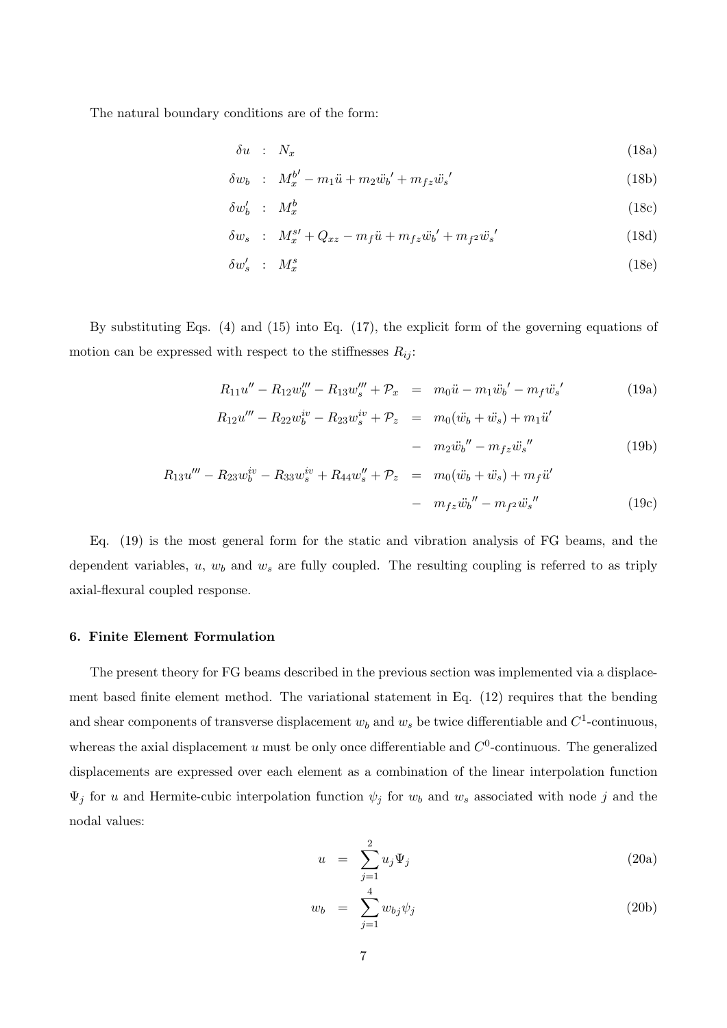The natural boundary conditions are of the form:

$$
\begin{aligned}
\delta u &: N_x && \text{(18a)}\\
\delta w_b &: {M_x^b}' - m_1\ddot{u} + m_2{\ddot{w}_b}' + m_{fz}{\ddot{w}_s}' && \text{(18b)}\\
\delta w_b' &: M_x^b && \text{(18c)}\\
\delta w_s &: {M_x^s}' + Q_{xz} - m_f\ddot{u} + m_{fz}{\ddot{w}_b}' + m_{f^2}{\ddot{w}_s}' && \text{(18d)}\\
\delta w_s' &: M_x^s && \text{(18e)}
\end{aligned}
$$

By substituting Eqs. (4) and (15) into Eq. (17), the explicit form of the governing equations of motion can be expressed with respect to the stiffnesses $R_{ij}$:

$$
\begin{aligned}
R_{11}u'' - R_{12}w_b''' - R_{13}w_s''' + \mathcal{P}_x &= m_0\ddot{u} - m_1{\ddot{w}_b}' - m_f{\ddot{w}_s}' && \text{(19a)}\\
R_{12}u''' - R_{22}w_b^{iv} - R_{23}w_s^{iv} + \mathcal{P}_z &= m_0(\ddot{w}_b + \ddot{w}_s) + m_1\ddot{u}' \\
&\quad - m_2{\ddot{w}_b}'' - m_{fz}{\ddot{w}_s}'' && \text{(19b)}\\
R_{13}u''' - R_{23}w_b^{iv} - R_{33}w_s^{iv} + R_{44}w_s'' + \mathcal{P}_z &= m_0(\ddot{w}_b + \ddot{w}_s) + m_f\ddot{u}' \\
&\quad - m_{fz}{\ddot{w}_b}'' - m_{f^2}{\ddot{w}_s}'' && \text{(19c)}
\end{aligned}
$$

Eq. (19) is the most general form for the static and vibration analysis of FG beams, and the dependent variables, $u$, $w_b$ and $w_s$ are fully coupled. The resulting coupling is referred to as triply axial-flexural coupled response.

#### 6. Finite Element Formulation

The present theory for FG beams described in the previous section was implemented via a displacement based finite element method. The variational statement in Eq. (12) requires that the bending and shear components of transverse displacement $w_b$ and $w_s$ be twice differentiable and $C^1$-continuous, whereas the axial displacement $u$ must be only once differentiable and $C^0$-continuous. The generalized displacements are expressed over each element as a combination of the linear interpolation function $\Psi_j$ for $u$ and Hermite-cubic interpolation function $\psi_j$ for $w_b$ and $w_s$ associated with node $j$ and the nodal values:

$$
\begin{aligned}
u &= \sum_{j=1}^{2} u_j \Psi_j && \text{(20a)}\\
w_b &= \sum_{j=1}^{4} w_{bj}\psi_j && \text{(20b)}
\end{aligned}
$$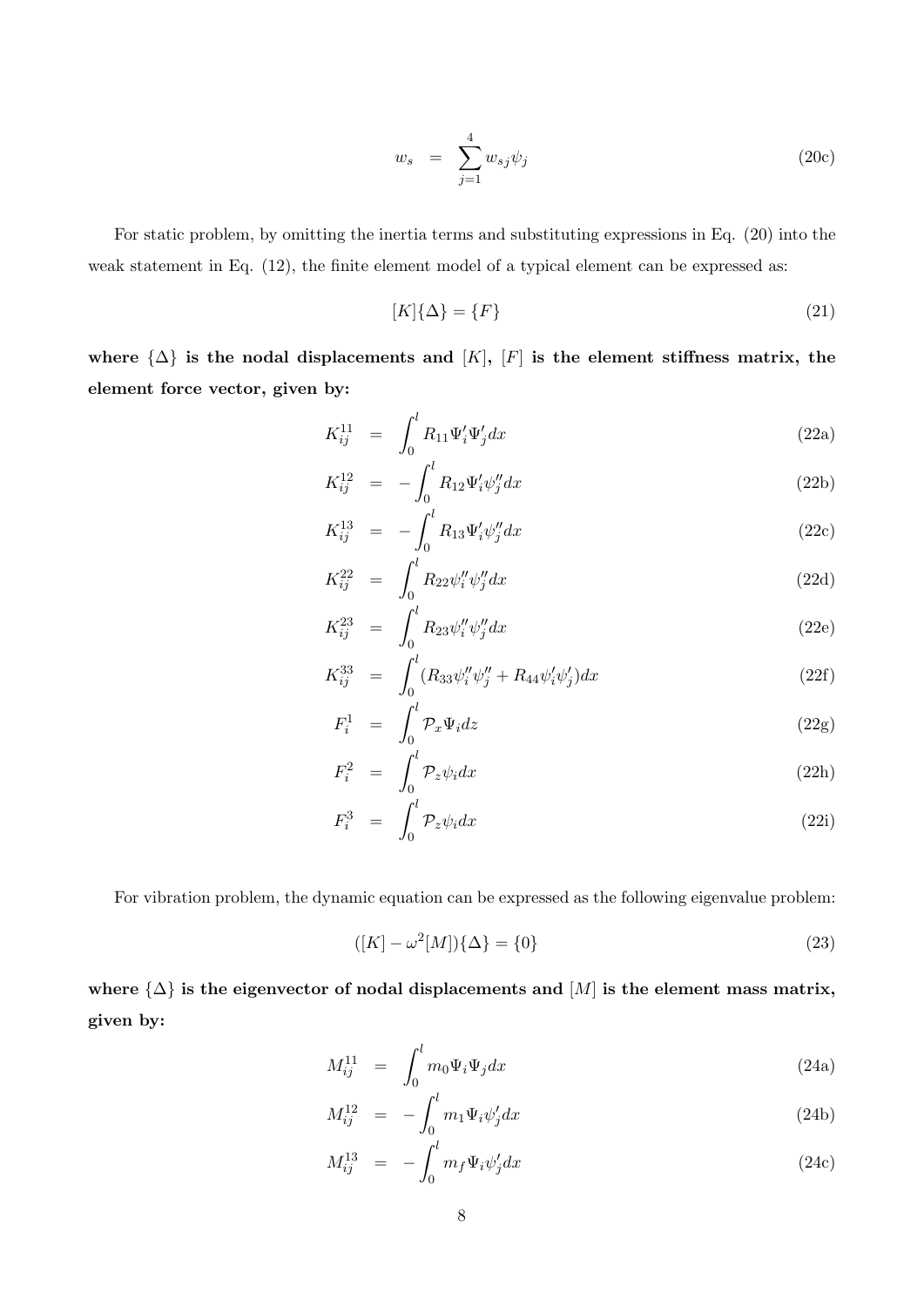$$w_s = \sum_{j=1}^{4} w_{sj}\psi_j \tag{20c}$$

For static problem, by omitting the inertia terms and substituting expressions in Eq. (20) into the weak statement in Eq. (12), the finite element model of a typical element can be expressed as:

$$[K]\{\Delta\} = \{F\} \tag{21}$$

**where $\{\Delta\}$ is the nodal displacements and $[K]$, $[F]$ is the element stiffness matrix, the element force vector, given by:**

$$K_{ij}^{11} = \int_0^l R_{11}\Psi_i'\Psi_j' dx \tag{22a}$$

$$K_{ij}^{12} = -\int_0^l R_{12}\Psi_i'\psi_j'' dx \tag{22b}$$

$$K_{ij}^{13} = -\int_0^l R_{13}\Psi_i'\psi_j'' dx \tag{22c}$$

$$K_{ij}^{22} = \int_0^l R_{22}\psi_i''\psi_j'' dx \tag{22d}$$

$$K_{ij}^{23} = \int_0^l R_{23}\psi_i''\psi_j'' dx \tag{22e}$$

$$K_{ij}^{33} = \int_0^l (R_{33}\psi_i''\psi_j'' + R_{44}\psi_i'\psi_j') dx \tag{22f}$$

$$F_i^1 = \int_0^l \mathcal{P}_x \Psi_i dz \tag{22g}$$

$$F_i^2 = \int_0^l \mathcal{P}_z \psi_i dx \tag{22h}$$

$$F_i^3 = \int_0^l \mathcal{P}_z \psi_i dx \tag{22i}$$

For vibration problem, the dynamic equation can be expressed as the following eigenvalue problem:

$$([K] - \omega^2[M])\{\Delta\} = \{0\} \tag{23}$$

**where $\{\Delta\}$ is the eigenvector of nodal displacements and $[M]$ is the element mass matrix, given by:**

$$M_{ij}^{11} = \int_0^l m_0 \Psi_i \Psi_j dx \tag{24a}$$

$$M_{ij}^{12} = -\int_0^l m_1 \Psi_i \psi_j' dx \tag{24b}$$

$$M_{ij}^{13} = -\int_0^l m_f \Psi_i \psi_j' dx \tag{24c}$$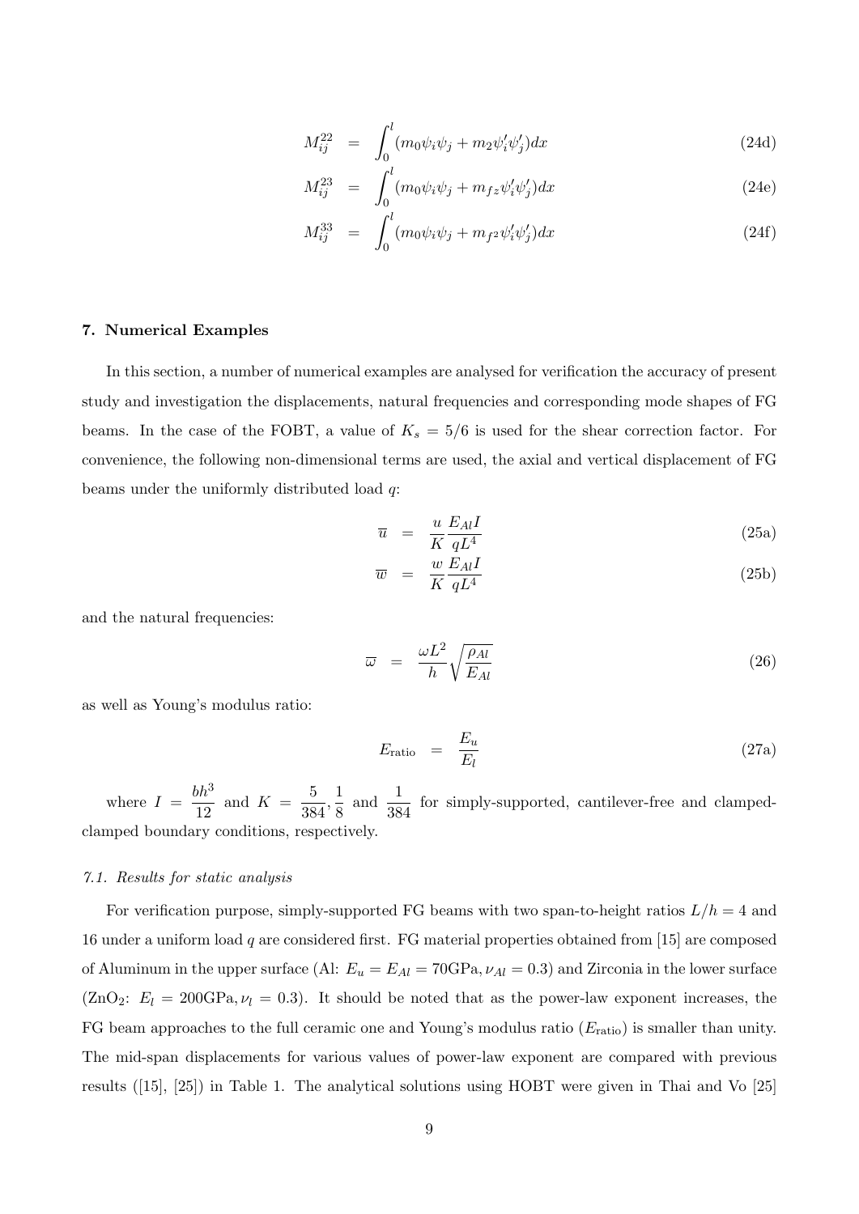$$M_{ij}^{22} = \int_0^l (m_0 \psi_i \psi_j + m_2 \psi_i' \psi_j') dx \tag{24d}$$

$$M_{ij}^{23} = \int_0^l (m_0 \psi_i \psi_j + m_{fz} \psi_i' \psi_j') dx \tag{24e}$$

$$M_{ij}^{33} = \int_0^l (m_0 \psi_i \psi_j + m_{f^2} \psi_i' \psi_j') dx \tag{24f}$$

### 7. Numerical Examples

In this section, a number of numerical examples are analysed for verification the accuracy of present study and investigation the displacements, natural frequencies and corresponding mode shapes of FG beams. In the case of the FOBT, a value of $K_s = 5/6$ is used for the shear correction factor. For convenience, the following non-dimensional terms are used, the axial and vertical displacement of FG beams under the uniformly distributed load $q$:

$$\overline{u} = \frac{u}{K} \frac{E_{Al} I}{q L^4} \tag{25a}$$

$$\overline{w} = \frac{w}{K} \frac{E_{Al} I}{q L^4} \tag{25b}$$

and the natural frequencies:

$$\overline{\omega} = \frac{\omega L^2}{h} \sqrt{\frac{\rho_{Al}}{E_{Al}}} \tag{26}$$

as well as Young's modulus ratio:

$$E_{\text{ratio}} = \frac{E_u}{E_l} \tag{27a}$$

where $I = \dfrac{bh^3}{12}$ and $K = \dfrac{5}{384}, \dfrac{1}{8}$ and $\dfrac{1}{384}$ for simply-supported, cantilever-free and clamped-clamped boundary conditions, respectively.

#### *7.1. Results for static analysis*

For verification purpose, simply-supported FG beams with two span-to-height ratios $L/h = 4$ and 16 under a uniform load $q$ are considered first. FG material properties obtained from [15] are composed of Aluminum in the upper surface (Al: $E_u = E_{Al} = 70$GPa$, \nu_{Al} = 0.3$) and Zirconia in the lower surface ($ZnO_2$: $E_l = 200$GPa$, \nu_l = 0.3$). It should be noted that as the power-law exponent increases, the FG beam approaches to the full ceramic one and Young's modulus ratio ($E_{\text{ratio}}$) is smaller than unity. The mid-span displacements for various values of power-law exponent are compared with previous results ([15], [25]) in Table 1. The analytical solutions using HOBT were given in Thai and Vo [25]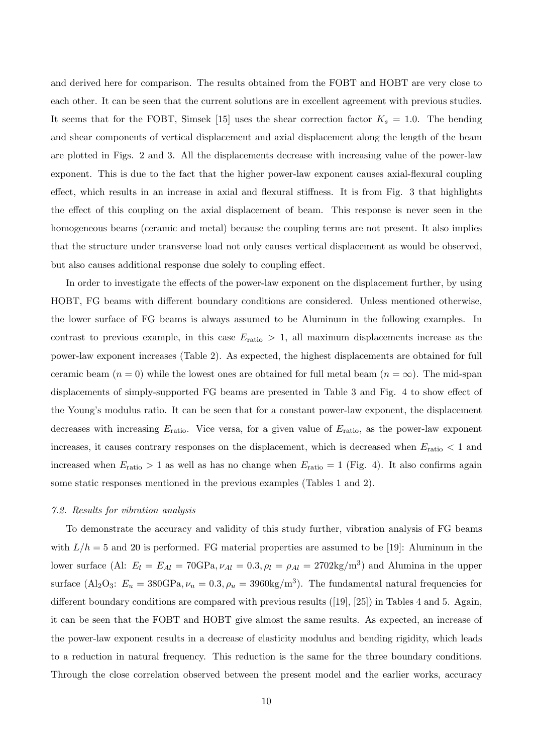and derived here for comparison. The results obtained from the FOBT and HOBT are very close to each other. It can be seen that the current solutions are in excellent agreement with previous studies. It seems that for the FOBT, Simsek [15] uses the shear correction factor $K_s = 1.0$. The bending and shear components of vertical displacement and axial displacement along the length of the beam are plotted in Figs. 2 and 3. All the displacements decrease with increasing value of the power-law exponent. This is due to the fact that the higher power-law exponent causes axial-flexural coupling effect, which results in an increase in axial and flexural stiffness. It is from Fig. 3 that highlights the effect of this coupling on the axial displacement of beam. This response is never seen in the homogeneous beams (ceramic and metal) because the coupling terms are not present. It also implies that the structure under transverse load not only causes vertical displacement as would be observed, but also causes additional response due solely to coupling effect.

In order to investigate the effects of the power-law exponent on the displacement further, by using HOBT, FG beams with different boundary conditions are considered. Unless mentioned otherwise, the lower surface of FG beams is always assumed to be Aluminum in the following examples. In contrast to previous example, in this case $E_{\text{ratio}} > 1$, all maximum displacements increase as the power-law exponent increases (Table 2). As expected, the highest displacements are obtained for full ceramic beam ($n = 0$) while the lowest ones are obtained for full metal beam ($n = \infty$). The mid-span displacements of simply-supported FG beams are presented in Table 3 and Fig. 4 to show effect of the Young's modulus ratio. It can be seen that for a constant power-law exponent, the displacement decreases with increasing $E_{\text{ratio}}$. Vice versa, for a given value of $E_{\text{ratio}}$, as the power-law exponent increases, it causes contrary responses on the displacement, which is decreased when $E_{\text{ratio}} < 1$ and increased when $E_{\text{ratio}} > 1$ as well as has no change when $E_{\text{ratio}} = 1$ (Fig. 4). It also confirms again some static responses mentioned in the previous examples (Tables 1 and 2).

### *7.2. Results for vibration analysis*

To demonstrate the accuracy and validity of this study further, vibration analysis of FG beams with $L/h = 5$ and 20 is performed. FG material properties are assumed to be [19]: Aluminum in the lower surface (Al: $E_l = E_{Al} = 70\text{GPa}, \nu_{Al} = 0.3, \rho_l = \rho_{Al} = 2702\text{kg/m}^3$) and Alumina in the upper surface ($Al_2O_3$: $E_u = 380\text{GPa}, \nu_u = 0.3, \rho_u = 3960\text{kg/m}^3$). The fundamental natural frequencies for different boundary conditions are compared with previous results ([19], [25]) in Tables 4 and 5. Again, it can be seen that the FOBT and HOBT give almost the same results. As expected, an increase of the power-law exponent results in a decrease of elasticity modulus and bending rigidity, which leads to a reduction in natural frequency. This reduction is the same for the three boundary conditions. Through the close correlation observed between the present model and the earlier works, accuracy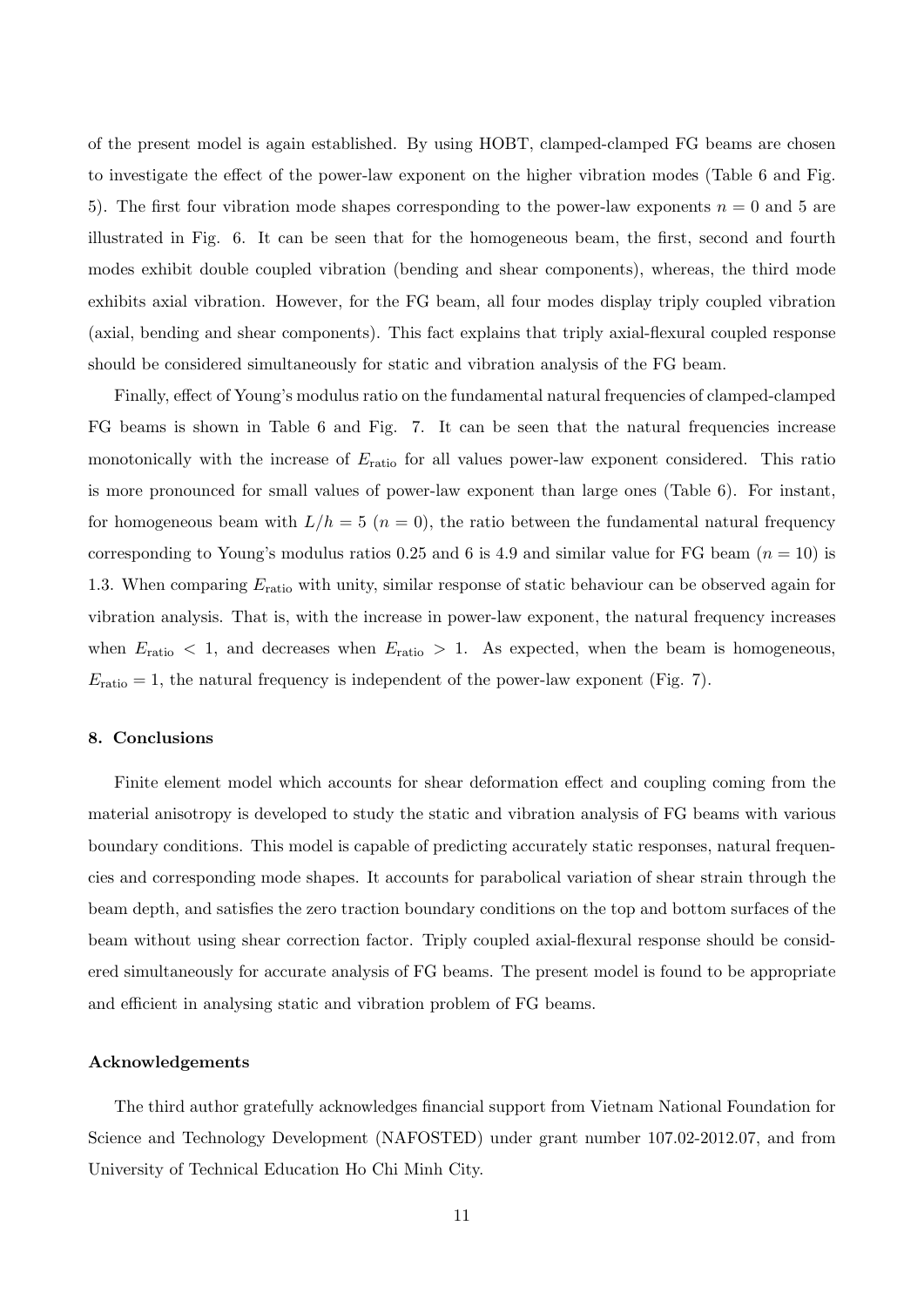of the present model is again established. By using HOBT, clamped-clamped FG beams are chosen to investigate the effect of the power-law exponent on the higher vibration modes (Table 6 and Fig. 5). The first four vibration mode shapes corresponding to the power-law exponents $n = 0$ and 5 are illustrated in Fig. 6. It can be seen that for the homogeneous beam, the first, second and fourth modes exhibit double coupled vibration (bending and shear components), whereas, the third mode exhibits axial vibration. However, for the FG beam, all four modes display triply coupled vibration (axial, bending and shear components). This fact explains that triply axial-flexural coupled response should be considered simultaneously for static and vibration analysis of the FG beam.

Finally, effect of Young's modulus ratio on the fundamental natural frequencies of clamped-clamped FG beams is shown in Table 6 and Fig. 7. It can be seen that the natural frequencies increase monotonically with the increase of $E_{\text{ratio}}$ for all values power-law exponent considered. This ratio is more pronounced for small values of power-law exponent than large ones (Table 6). For instant, for homogeneous beam with $L/h = 5$ ($n = 0$), the ratio between the fundamental natural frequency corresponding to Young's modulus ratios 0.25 and 6 is 4.9 and similar value for FG beam ($n = 10$) is 1.3. When comparing $E_{\text{ratio}}$ with unity, similar response of static behaviour can be observed again for vibration analysis. That is, with the increase in power-law exponent, the natural frequency increases when $E_{\text{ratio}} < 1$, and decreases when $E_{\text{ratio}} > 1$. As expected, when the beam is homogeneous, $E_{\text{ratio}} = 1$, the natural frequency is independent of the power-law exponent (Fig. 7).

## 8. Conclusions

Finite element model which accounts for shear deformation effect and coupling coming from the material anisotropy is developed to study the static and vibration analysis of FG beams with various boundary conditions. This model is capable of predicting accurately static responses, natural frequencies and corresponding mode shapes. It accounts for parabolical variation of shear strain through the beam depth, and satisfies the zero traction boundary conditions on the top and bottom surfaces of the beam without using shear correction factor. Triply coupled axial-flexural response should be considered simultaneously for accurate analysis of FG beams. The present model is found to be appropriate and efficient in analysing static and vibration problem of FG beams.

## Acknowledgements

The third author gratefully acknowledges financial support from Vietnam National Foundation for Science and Technology Development (NAFOSTED) under grant number 107.02-2012.07, and from University of Technical Education Ho Chi Minh City.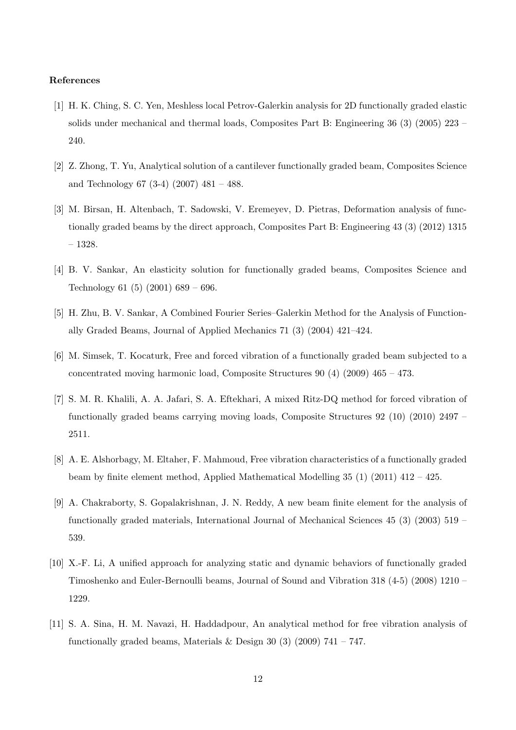### References

[1] H. K. Ching, S. C. Yen, Meshless local Petrov-Galerkin analysis for 2D functionally graded elastic solids under mechanical and thermal loads, Composites Part B: Engineering 36 (3) (2005) 223 – 240.

[2] Z. Zhong, T. Yu, Analytical solution of a cantilever functionally graded beam, Composites Science and Technology 67 (3-4) (2007) 481 – 488.

[3] M. Birsan, H. Altenbach, T. Sadowski, V. Eremeyev, D. Pietras, Deformation analysis of functionally graded beams by the direct approach, Composites Part B: Engineering 43 (3) (2012) 1315 – 1328.

[4] B. V. Sankar, An elasticity solution for functionally graded beams, Composites Science and Technology 61 (5) (2001) 689 – 696.

[5] H. Zhu, B. V. Sankar, A Combined Fourier Series–Galerkin Method for the Analysis of Functionally Graded Beams, Journal of Applied Mechanics 71 (3) (2004) 421–424.

[6] M. Simsek, T. Kocaturk, Free and forced vibration of a functionally graded beam subjected to a concentrated moving harmonic load, Composite Structures 90 (4) (2009) 465 – 473.

[7] S. M. R. Khalili, A. A. Jafari, S. A. Eftekhari, A mixed Ritz-DQ method for forced vibration of functionally graded beams carrying moving loads, Composite Structures 92 (10) (2010) 2497 – 2511.

[8] A. E. Alshorbagy, M. Eltaher, F. Mahmoud, Free vibration characteristics of a functionally graded beam by finite element method, Applied Mathematical Modelling 35 (1) (2011) 412 – 425.

[9] A. Chakraborty, S. Gopalakrishnan, J. N. Reddy, A new beam finite element for the analysis of functionally graded materials, International Journal of Mechanical Sciences 45 (3) (2003) 519 – 539.

[10] X.-F. Li, A unified approach for analyzing static and dynamic behaviors of functionally graded Timoshenko and Euler-Bernoulli beams, Journal of Sound and Vibration 318 (4-5) (2008) 1210 – 1229.

[11] S. A. Sina, H. M. Navazi, H. Haddadpour, An analytical method for free vibration analysis of functionally graded beams, Materials & Design 30 (3) (2009) 741 – 747.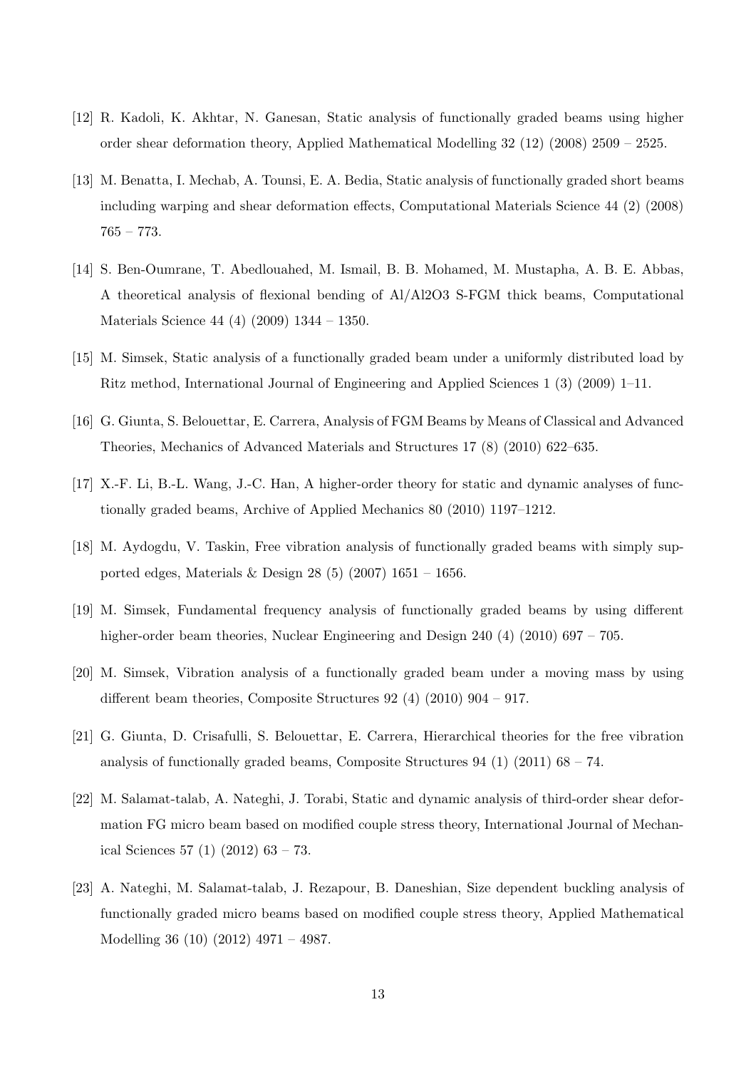[12] R. Kadoli, K. Akhtar, N. Ganesan, Static analysis of functionally graded beams using higher order shear deformation theory, Applied Mathematical Modelling 32 (12) (2008) 2509 – 2525.

[13] M. Benatta, I. Mechab, A. Tounsi, E. A. Bedia, Static analysis of functionally graded short beams including warping and shear deformation effects, Computational Materials Science 44 (2) (2008) 765 – 773.

[14] S. Ben-Oumrane, T. Abedlouahed, M. Ismail, B. B. Mohamed, M. Mustapha, A. B. E. Abbas, A theoretical analysis of flexional bending of Al/Al2O3 S-FGM thick beams, Computational Materials Science 44 (4) (2009) 1344 – 1350.

[15] M. Simsek, Static analysis of a functionally graded beam under a uniformly distributed load by Ritz method, International Journal of Engineering and Applied Sciences 1 (3) (2009) 1–11.

[16] G. Giunta, S. Belouettar, E. Carrera, Analysis of FGM Beams by Means of Classical and Advanced Theories, Mechanics of Advanced Materials and Structures 17 (8) (2010) 622–635.

[17] X.-F. Li, B.-L. Wang, J.-C. Han, A higher-order theory for static and dynamic analyses of functionally graded beams, Archive of Applied Mechanics 80 (2010) 1197–1212.

[18] M. Aydogdu, V. Taskin, Free vibration analysis of functionally graded beams with simply supported edges, Materials & Design 28 (5) (2007) 1651 – 1656.

[19] M. Simsek, Fundamental frequency analysis of functionally graded beams by using different higher-order beam theories, Nuclear Engineering and Design 240 (4) (2010) 697 – 705.

[20] M. Simsek, Vibration analysis of a functionally graded beam under a moving mass by using different beam theories, Composite Structures 92 (4) (2010) 904 – 917.

[21] G. Giunta, D. Crisafulli, S. Belouettar, E. Carrera, Hierarchical theories for the free vibration analysis of functionally graded beams, Composite Structures 94 (1) (2011) 68 – 74.

[22] M. Salamat-talab, A. Nateghi, J. Torabi, Static and dynamic analysis of third-order shear deformation FG micro beam based on modified couple stress theory, International Journal of Mechanical Sciences 57 (1) (2012) 63 – 73.

[23] A. Nateghi, M. Salamat-talab, J. Rezapour, B. Daneshian, Size dependent buckling analysis of functionally graded micro beams based on modified couple stress theory, Applied Mathematical Modelling 36 (10) (2012) 4971 – 4987.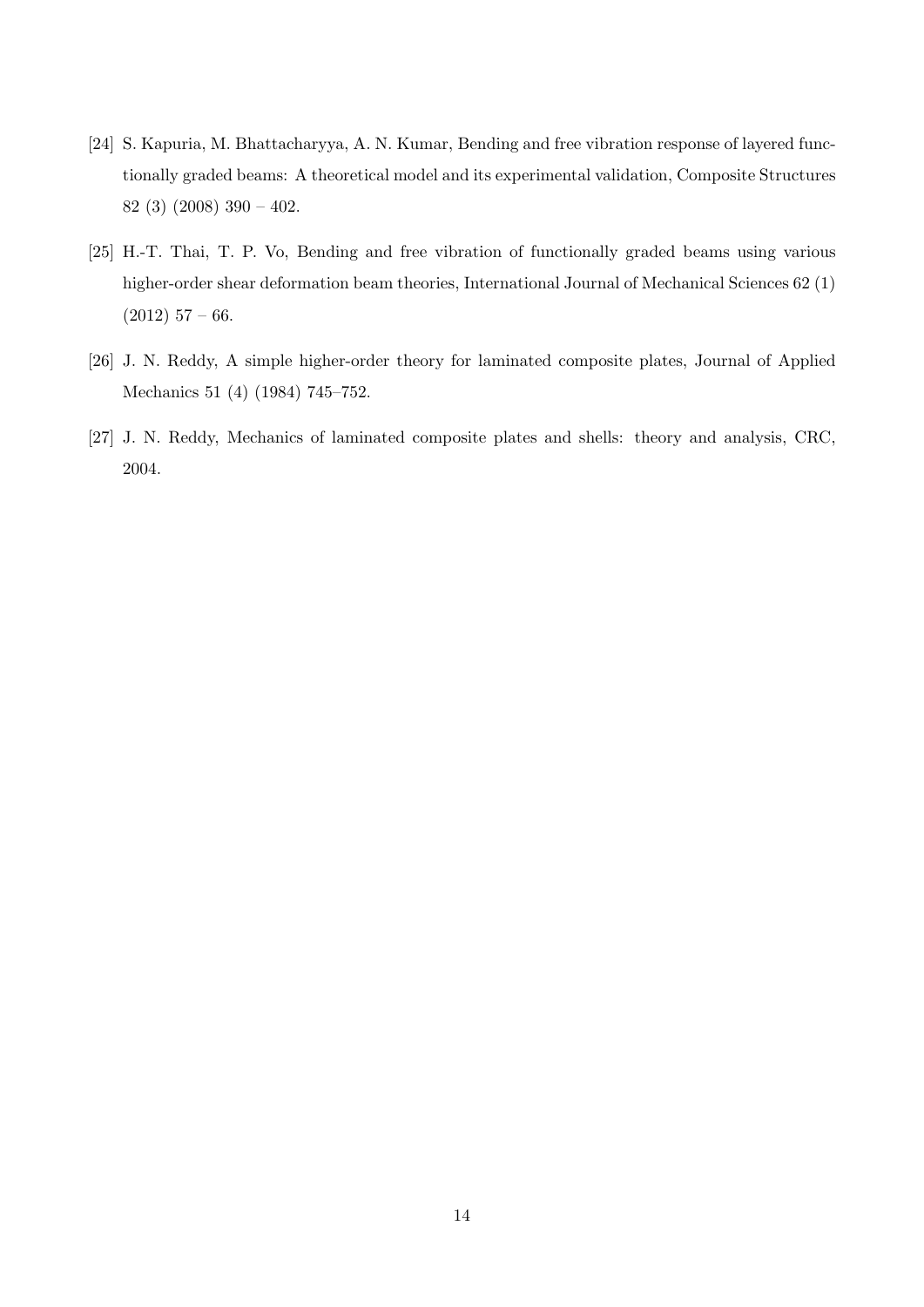[24] S. Kapuria, M. Bhattacharyya, A. N. Kumar, Bending and free vibration response of layered functionally graded beams: A theoretical model and its experimental validation, Composite Structures 82 (3) (2008) 390 – 402.

[25] H.-T. Thai, T. P. Vo, Bending and free vibration of functionally graded beams using various higher-order shear deformation beam theories, International Journal of Mechanical Sciences 62 (1) (2012) 57 – 66.

[26] J. N. Reddy, A simple higher-order theory for laminated composite plates, Journal of Applied Mechanics 51 (4) (1984) 745–752.

[27] J. N. Reddy, Mechanics of laminated composite plates and shells: theory and analysis, CRC, 2004.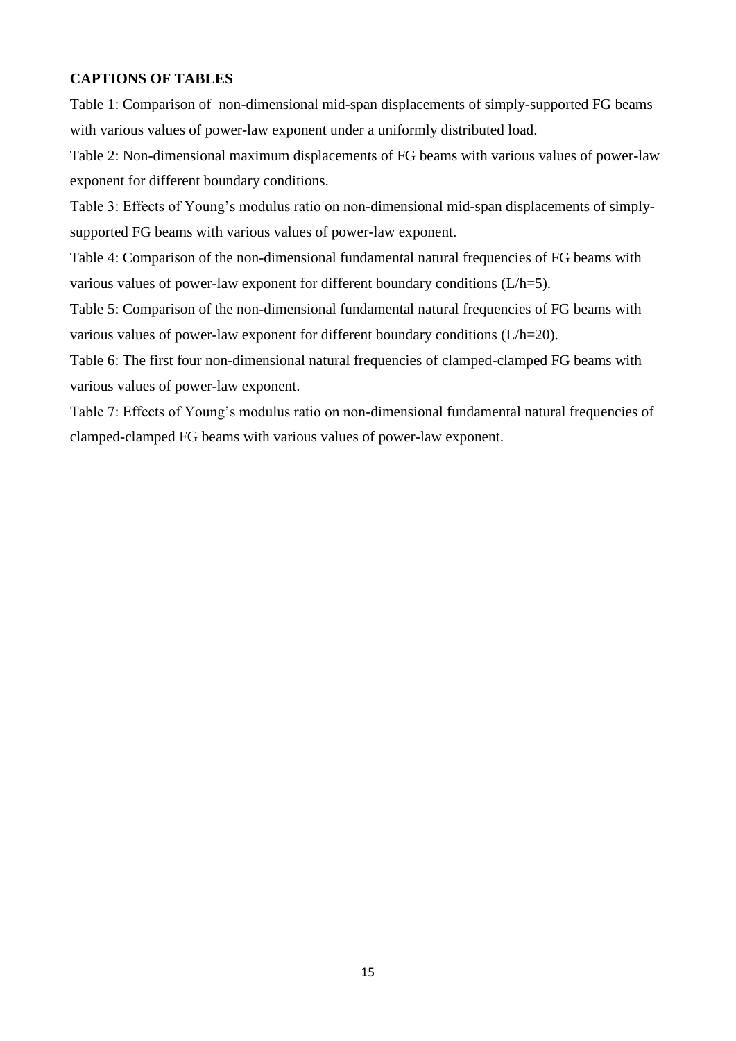**CAPTIONS OF TABLES**

Table 1: Comparison of non-dimensional mid-span displacements of simply-supported FG beams with various values of power-law exponent under a uniformly distributed load.

Table 2: Non-dimensional maximum displacements of FG beams with various values of power-law exponent for different boundary conditions.

Table 3: Effects of Young's modulus ratio on non-dimensional mid-span displacements of simply-supported FG beams with various values of power-law exponent.

Table 4: Comparison of the non-dimensional fundamental natural frequencies of FG beams with various values of power-law exponent for different boundary conditions (L/h=5).

Table 5: Comparison of the non-dimensional fundamental natural frequencies of FG beams with various values of power-law exponent for different boundary conditions (L/h=20).

Table 6: The first four non-dimensional natural frequencies of clamped-clamped FG beams with various values of power-law exponent.

Table 7: Effects of Young's modulus ratio on non-dimensional fundamental natural frequencies of clamped-clamped FG beams with various values of power-law exponent.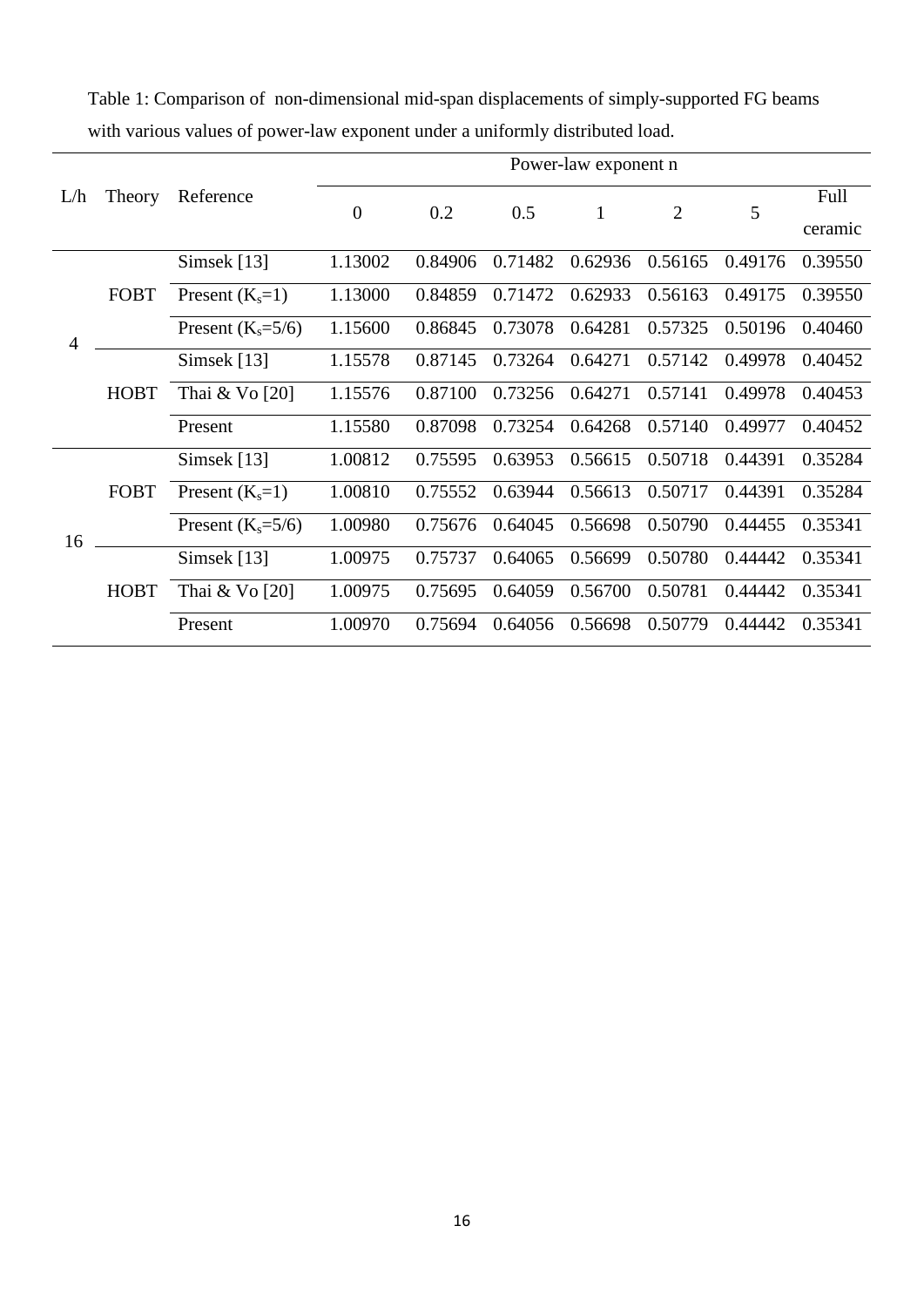Table 1: Comparison of non-dimensional mid-span displacements of simply-supported FG beams with various values of power-law exponent under a uniformly distributed load.

| L/h | Theory | Reference | Power-law exponent n | | | | | | |
|---|---|---|---|---|---|---|---|---|---|
| | | | 0 | 0.2 | 0.5 | 1 | 2 | 5 | Full ceramic |
| 4 | FOBT | Simsek [13] | 1.13002 | 0.84906 | 0.71482 | 0.62936 | 0.56165 | 0.49176 | 0.39550 |
| | | Present ($K_s$=1) | 1.13000 | 0.84859 | 0.71472 | 0.62933 | 0.56163 | 0.49175 | 0.39550 |
| | | Present ($K_s$=5/6) | 1.15600 | 0.86845 | 0.73078 | 0.64281 | 0.57325 | 0.50196 | 0.40460 |
| | HOBT | Simsek [13] | 1.15578 | 0.87145 | 0.73264 | 0.64271 | 0.57142 | 0.49978 | 0.40452 |
| | | Thai & Vo [20] | 1.15576 | 0.87100 | 0.73256 | 0.64271 | 0.57141 | 0.49978 | 0.40453 |
| | | Present | 1.15580 | 0.87098 | 0.73254 | 0.64268 | 0.57140 | 0.49977 | 0.40452 |
| 16 | FOBT | Simsek [13] | 1.00812 | 0.75595 | 0.63953 | 0.56615 | 0.50718 | 0.44391 | 0.35284 |
| | | Present ($K_s$=1) | 1.00810 | 0.75552 | 0.63944 | 0.56613 | 0.50717 | 0.44391 | 0.35284 |
| | | Present ($K_s$=5/6) | 1.00980 | 0.75676 | 0.64045 | 0.56698 | 0.50790 | 0.44455 | 0.35341 |
| | HOBT | Simsek [13] | 1.00975 | 0.75737 | 0.64065 | 0.56699 | 0.50780 | 0.44442 | 0.35341 |
| | | Thai & Vo [20] | 1.00975 | 0.75695 | 0.64059 | 0.56700 | 0.50781 | 0.44442 | 0.35341 |
| | | Present | 1.00970 | 0.75694 | 0.64056 | 0.56698 | 0.50779 | 0.44442 | 0.35341 |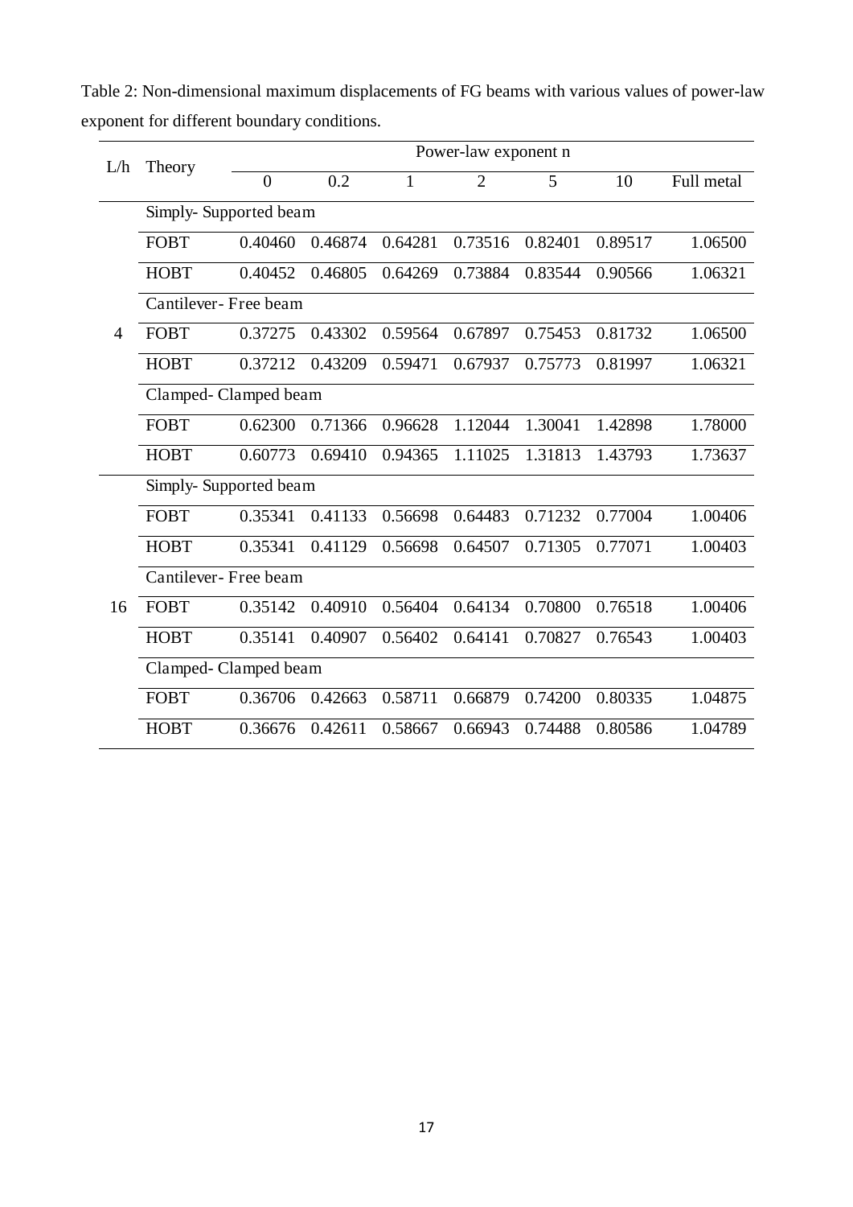Table 2: Non-dimensional maximum displacements of FG beams with various values of power-law exponent for different boundary conditions.

| L/h | Theory | Power-law exponent n | | | | | | |
|---|---|---|---|---|---|---|---|---|
| | | 0 | 0.2 | 1 | 2 | 5 | 10 | Full metal |
| | Simply- Supported beam | | | | | | | |
| | FOBT | 0.40460 | 0.46874 | 0.64281 | 0.73516 | 0.82401 | 0.89517 | 1.06500 |
| | HOBT | 0.40452 | 0.46805 | 0.64269 | 0.73884 | 0.83544 | 0.90566 | 1.06321 |
| | Cantilever- Free beam | | | | | | | |
| 4 | FOBT | 0.37275 | 0.43302 | 0.59564 | 0.67897 | 0.75453 | 0.81732 | 1.06500 |
| | HOBT | 0.37212 | 0.43209 | 0.59471 | 0.67937 | 0.75773 | 0.81997 | 1.06321 |
| | Clamped- Clamped beam | | | | | | | |
| | FOBT | 0.62300 | 0.71366 | 0.96628 | 1.12044 | 1.30041 | 1.42898 | 1.78000 |
| | HOBT | 0.60773 | 0.69410 | 0.94365 | 1.11025 | 1.31813 | 1.43793 | 1.73637 |
| | Simply- Supported beam | | | | | | | |
| | FOBT | 0.35341 | 0.41133 | 0.56698 | 0.64483 | 0.71232 | 0.77004 | 1.00406 |
| | HOBT | 0.35341 | 0.41129 | 0.56698 | 0.64507 | 0.71305 | 0.77071 | 1.00403 |
| | Cantilever- Free beam | | | | | | | |
| 16 | FOBT | 0.35142 | 0.40910 | 0.56404 | 0.64134 | 0.70800 | 0.76518 | 1.00406 |
| | HOBT | 0.35141 | 0.40907 | 0.56402 | 0.64141 | 0.70827 | 0.76543 | 1.00403 |
| | Clamped- Clamped beam | | | | | | | |
| | FOBT | 0.36706 | 0.42663 | 0.58711 | 0.66879 | 0.74200 | 0.80335 | 1.04875 |
| | HOBT | 0.36676 | 0.42611 | 0.58667 | 0.66943 | 0.74488 | 0.80586 | 1.04789 |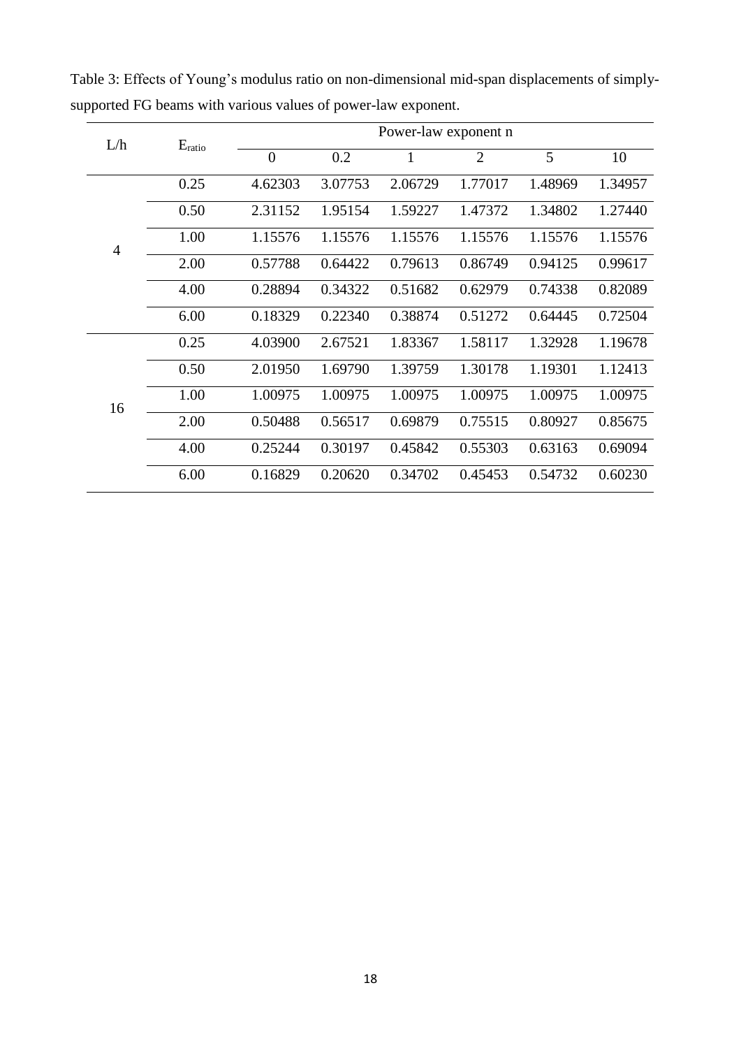Table 3: Effects of Young's modulus ratio on non-dimensional mid-span displacements of simply-supported FG beams with various values of power-law exponent.

| L/h | $E_{ratio}$ | Power-law exponent n | | | | | |
|---|---|---|---|---|---|---|---|
| | | 0 | 0.2 | 1 | 2 | 5 | 10 |
| 4 | 0.25 | 4.62303 | 3.07753 | 2.06729 | 1.77017 | 1.48969 | 1.34957 |
| | 0.50 | 2.31152 | 1.95154 | 1.59227 | 1.47372 | 1.34802 | 1.27440 |
| | 1.00 | 1.15576 | 1.15576 | 1.15576 | 1.15576 | 1.15576 | 1.15576 |
| | 2.00 | 0.57788 | 0.64422 | 0.79613 | 0.86749 | 0.94125 | 0.99617 |
| | 4.00 | 0.28894 | 0.34322 | 0.51682 | 0.62979 | 0.74338 | 0.82089 |
| | 6.00 | 0.18329 | 0.22340 | 0.38874 | 0.51272 | 0.64445 | 0.72504 |
| 16 | 0.25 | 4.03900 | 2.67521 | 1.83367 | 1.58117 | 1.32928 | 1.19678 |
| | 0.50 | 2.01950 | 1.69790 | 1.39759 | 1.30178 | 1.19301 | 1.12413 |
| | 1.00 | 1.00975 | 1.00975 | 1.00975 | 1.00975 | 1.00975 | 1.00975 |
| | 2.00 | 0.50488 | 0.56517 | 0.69879 | 0.75515 | 0.80927 | 0.85675 |
| | 4.00 | 0.25244 | 0.30197 | 0.45842 | 0.55303 | 0.63163 | 0.69094 |
| | 6.00 | 0.16829 | 0.20620 | 0.34702 | 0.45453 | 0.54732 | 0.60230 |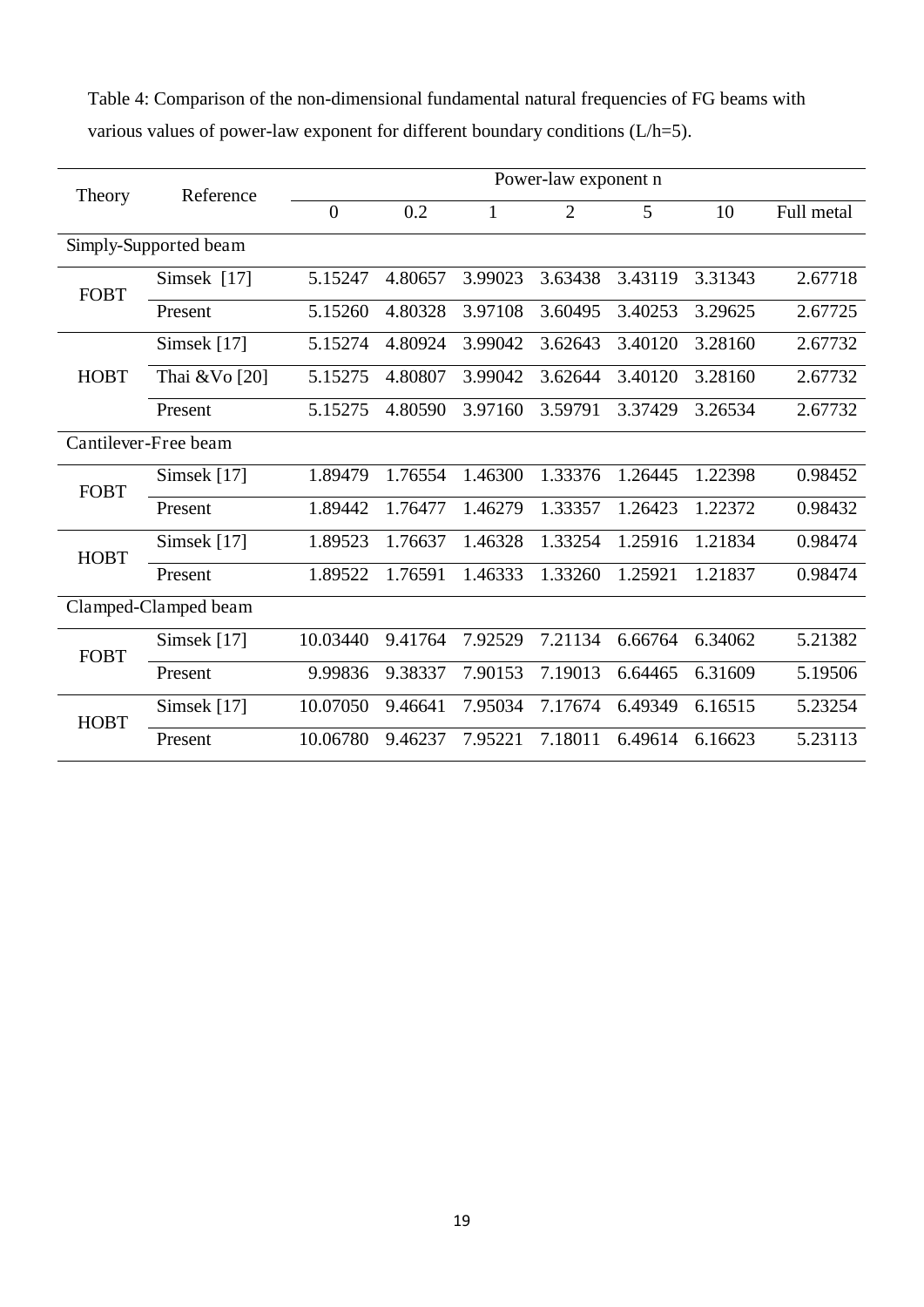Table 4: Comparison of the non-dimensional fundamental natural frequencies of FG beams with various values of power-law exponent for different boundary conditions (L/h=5).

| Theory | Reference | Power-law exponent n | | | | | | |
|---|---|---|---|---|---|---|---|---|
| | | 0 | 0.2 | 1 | 2 | 5 | 10 | Full metal |
| Simply-Supported beam | | | | | | | | |
| FOBT | Simsek [17] | 5.15247 | 4.80657 | 3.99023 | 3.63438 | 3.43119 | 3.31343 | 2.67718 |
| | Present | 5.15260 | 4.80328 | 3.97108 | 3.60495 | 3.40253 | 3.29625 | 2.67725 |
| HOBT | Simsek [17] | 5.15274 | 4.80924 | 3.99042 | 3.62643 | 3.40120 | 3.28160 | 2.67732 |
| | Thai &Vo [20] | 5.15275 | 4.80807 | 3.99042 | 3.62644 | 3.40120 | 3.28160 | 2.67732 |
| | Present | 5.15275 | 4.80590 | 3.97160 | 3.59791 | 3.37429 | 3.26534 | 2.67732 |
| Cantilever-Free beam | | | | | | | | |
| FOBT | Simsek [17] | 1.89479 | 1.76554 | 1.46300 | 1.33376 | 1.26445 | 1.22398 | 0.98452 |
| | Present | 1.89442 | 1.76477 | 1.46279 | 1.33357 | 1.26423 | 1.22372 | 0.98432 |
| HOBT | Simsek [17] | 1.89523 | 1.76637 | 1.46328 | 1.33254 | 1.25916 | 1.21834 | 0.98474 |
| | Present | 1.89522 | 1.76591 | 1.46333 | 1.33260 | 1.25921 | 1.21837 | 0.98474 |
| Clamped-Clamped beam | | | | | | | | |
| FOBT | Simsek [17] | 10.03440 | 9.41764 | 7.92529 | 7.21134 | 6.66764 | 6.34062 | 5.21382 |
| | Present | 9.99836 | 9.38337 | 7.90153 | 7.19013 | 6.64465 | 6.31609 | 5.19506 |
| HOBT | Simsek [17] | 10.07050 | 9.46641 | 7.95034 | 7.17674 | 6.49349 | 6.16515 | 5.23254 |
| | Present | 10.06780 | 9.46237 | 7.95221 | 7.18011 | 6.49614 | 6.16623 | 5.23113 |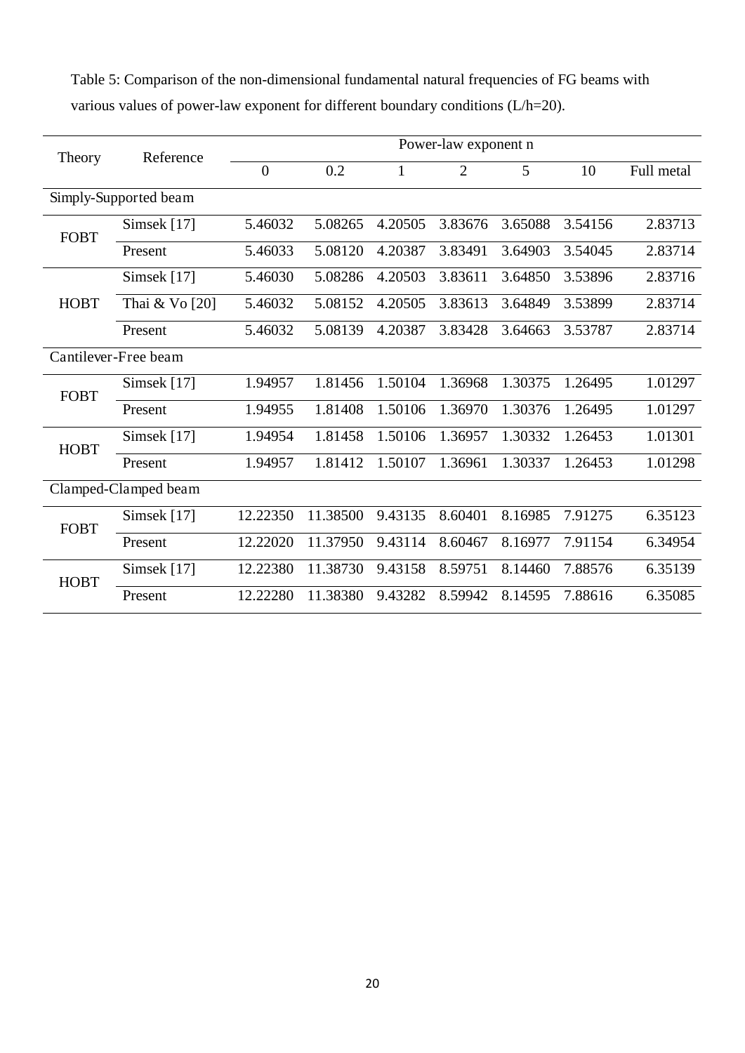Table 5: Comparison of the non-dimensional fundamental natural frequencies of FG beams with various values of power-law exponent for different boundary conditions (L/h=20).

| Theory | Reference | Power-law exponent n | | | | | | |
|---|---|---|---|---|---|---|---|---|
| | | 0 | 0.2 | 1 | 2 | 5 | 10 | Full metal |
| Simply-Supported beam | | | | | | | | |
| FOBT | Simsek [17] | 5.46032 | 5.08265 | 4.20505 | 3.83676 | 3.65088 | 3.54156 | 2.83713 |
| | Present | 5.46033 | 5.08120 | 4.20387 | 3.83491 | 3.64903 | 3.54045 | 2.83714 |
| HOBT | Simsek [17] | 5.46030 | 5.08286 | 4.20503 | 3.83611 | 3.64850 | 3.53896 | 2.83716 |
| | Thai & Vo [20] | 5.46032 | 5.08152 | 4.20505 | 3.83613 | 3.64849 | 3.53899 | 2.83714 |
| | Present | 5.46032 | 5.08139 | 4.20387 | 3.83428 | 3.64663 | 3.53787 | 2.83714 |
| Cantilever-Free beam | | | | | | | | |
| FOBT | Simsek [17] | 1.94957 | 1.81456 | 1.50104 | 1.36968 | 1.30375 | 1.26495 | 1.01297 |
| | Present | 1.94955 | 1.81408 | 1.50106 | 1.36970 | 1.30376 | 1.26495 | 1.01297 |
| HOBT | Simsek [17] | 1.94954 | 1.81458 | 1.50106 | 1.36957 | 1.30332 | 1.26453 | 1.01301 |
| | Present | 1.94957 | 1.81412 | 1.50107 | 1.36961 | 1.30337 | 1.26453 | 1.01298 |
| Clamped-Clamped beam | | | | | | | | |
| FOBT | Simsek [17] | 12.22350 | 11.38500 | 9.43135 | 8.60401 | 8.16985 | 7.91275 | 6.35123 |
| | Present | 12.22020 | 11.37950 | 9.43114 | 8.60467 | 8.16977 | 7.91154 | 6.34954 |
| HOBT | Simsek [17] | 12.22380 | 11.38730 | 9.43158 | 8.59751 | 8.14460 | 7.88576 | 6.35139 |
| | Present | 12.22280 | 11.38380 | 9.43282 | 8.59942 | 8.14595 | 7.88616 | 6.35085 |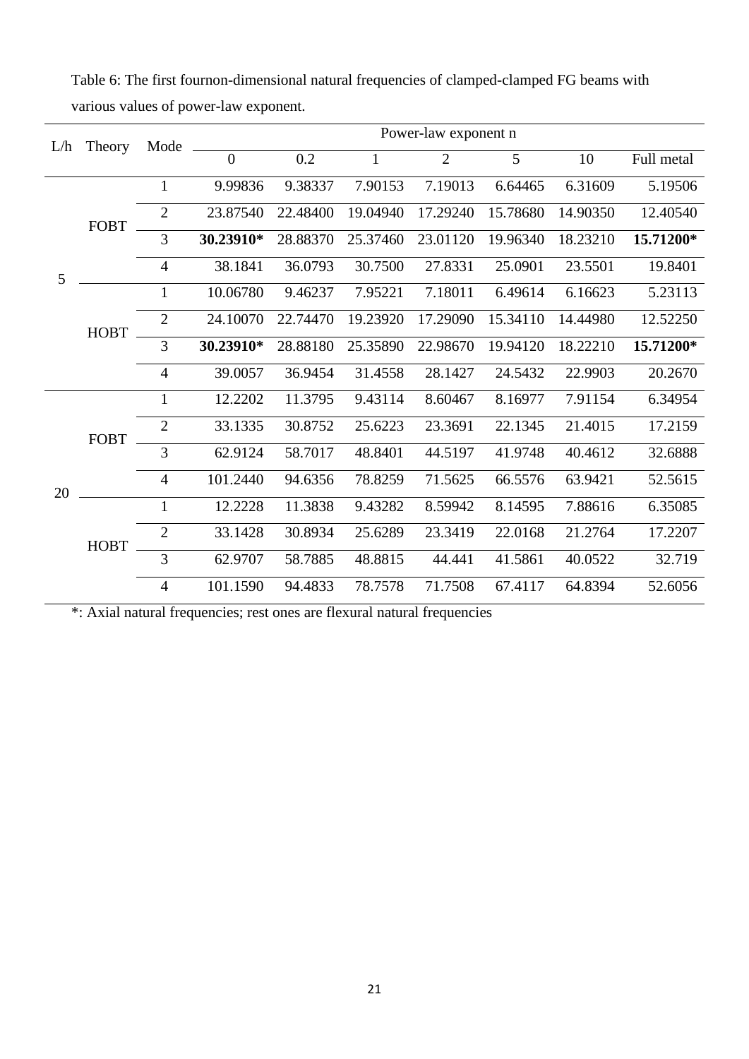Table 6: The first fournon-dimensional natural frequencies of clamped-clamped FG beams with various values of power-law exponent.

| L/h | Theory | Mode | Power-law exponent n | | | | | | |
|---|---|---|---|---|---|---|---|---|---|
| | | | 0 | 0.2 | 1 | 2 | 5 | 10 | Full metal |
| 5 | FOBT | 1 | 9.99836 | 9.38337 | 7.90153 | 7.19013 | 6.64465 | 6.31609 | 5.19506 |
| | | 2 | 23.87540 | 22.48400 | 19.04940 | 17.29240 | 15.78680 | 14.90350 | 12.40540 |
| | | 3 | **30.23910*** | 28.88370 | 25.37460 | 23.01120 | 19.96340 | 18.23210 | **15.71200*** |
| | | 4 | 38.1841 | 36.0793 | 30.7500 | 27.8331 | 25.0901 | 23.5501 | 19.8401 |
| | HOBT | 1 | 10.06780 | 9.46237 | 7.95221 | 7.18011 | 6.49614 | 6.16623 | 5.23113 |
| | | 2 | 24.10070 | 22.74470 | 19.23920 | 17.29090 | 15.34110 | 14.44980 | 12.52250 |
| | | 3 | **30.23910*** | 28.88180 | 25.35890 | 22.98670 | 19.94120 | 18.22210 | **15.71200*** |
| | | 4 | 39.0057 | 36.9454 | 31.4558 | 28.1427 | 24.5432 | 22.9903 | 20.2670 |
| 20 | FOBT | 1 | 12.2202 | 11.3795 | 9.43114 | 8.60467 | 8.16977 | 7.91154 | 6.34954 |
| | | 2 | 33.1335 | 30.8752 | 25.6223 | 23.3691 | 22.1345 | 21.4015 | 17.2159 |
| | | 3 | 62.9124 | 58.7017 | 48.8401 | 44.5197 | 41.9748 | 40.4612 | 32.6888 |
| | | 4 | 101.2440 | 94.6356 | 78.8259 | 71.5625 | 66.5576 | 63.9421 | 52.5615 |
| | HOBT | 1 | 12.2228 | 11.3838 | 9.43282 | 8.59942 | 8.14595 | 7.88616 | 6.35085 |
| | | 2 | 33.1428 | 30.8934 | 25.6289 | 23.3419 | 22.0168 | 21.2764 | 17.2207 |
| | | 3 | 62.9707 | 58.7885 | 48.8815 | 44.441 | 41.5861 | 40.0522 | 32.719 |
| | | 4 | 101.1590 | 94.4833 | 78.7578 | 71.7508 | 67.4117 | 64.8394 | 52.6056 |

*: Axial natural frequencies; rest ones are flexural natural frequencies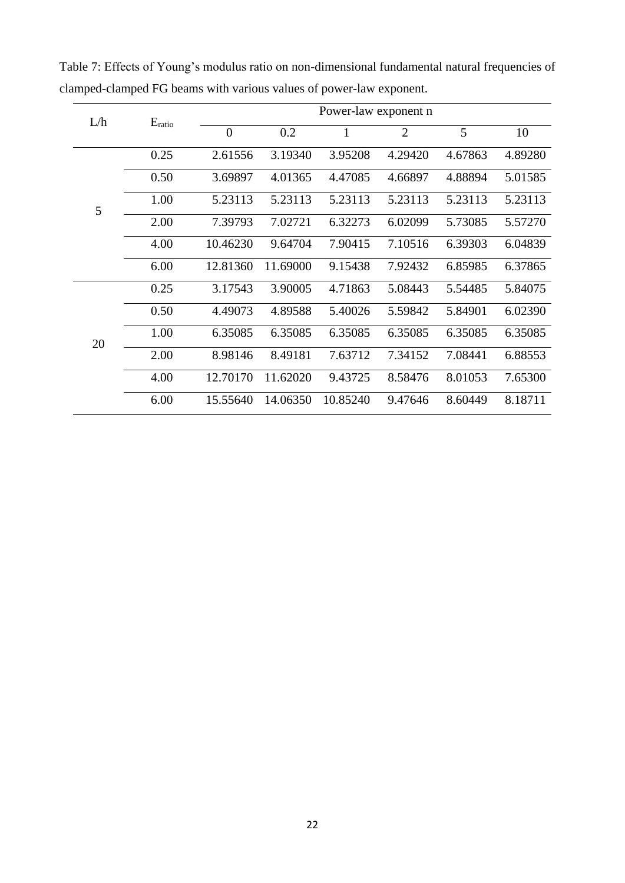Table 7: Effects of Young's modulus ratio on non-dimensional fundamental natural frequencies of clamped-clamped FG beams with various values of power-law exponent.

| L/h | $E_{ratio}$ | Power-law exponent n | | | | | |
|---|---|---|---|---|---|---|---|
| | | 0 | 0.2 | 1 | 2 | 5 | 10 |
| 5 | 0.25 | 2.61556 | 3.19340 | 3.95208 | 4.29420 | 4.67863 | 4.89280 |
| | 0.50 | 3.69897 | 4.01365 | 4.47085 | 4.66897 | 4.88894 | 5.01585 |
| | 1.00 | 5.23113 | 5.23113 | 5.23113 | 5.23113 | 5.23113 | 5.23113 |
| | 2.00 | 7.39793 | 7.02721 | 6.32273 | 6.02099 | 5.73085 | 5.57270 |
| | 4.00 | 10.46230 | 9.64704 | 7.90415 | 7.10516 | 6.39303 | 6.04839 |
| | 6.00 | 12.81360 | 11.69000 | 9.15438 | 7.92432 | 6.85985 | 6.37865 |
| 20 | 0.25 | 3.17543 | 3.90005 | 4.71863 | 5.08443 | 5.54485 | 5.84075 |
| | 0.50 | 4.49073 | 4.89588 | 5.40026 | 5.59842 | 5.84901 | 6.02390 |
| | 1.00 | 6.35085 | 6.35085 | 6.35085 | 6.35085 | 6.35085 | 6.35085 |
| | 2.00 | 8.98146 | 8.49181 | 7.63712 | 7.34152 | 7.08441 | 6.88553 |
| | 4.00 | 12.70170 | 11.62020 | 9.43725 | 8.58476 | 8.01053 | 7.65300 |
| | 6.00 | 15.55640 | 14.06350 | 10.85240 | 9.47646 | 8.60449 | 8.18711 |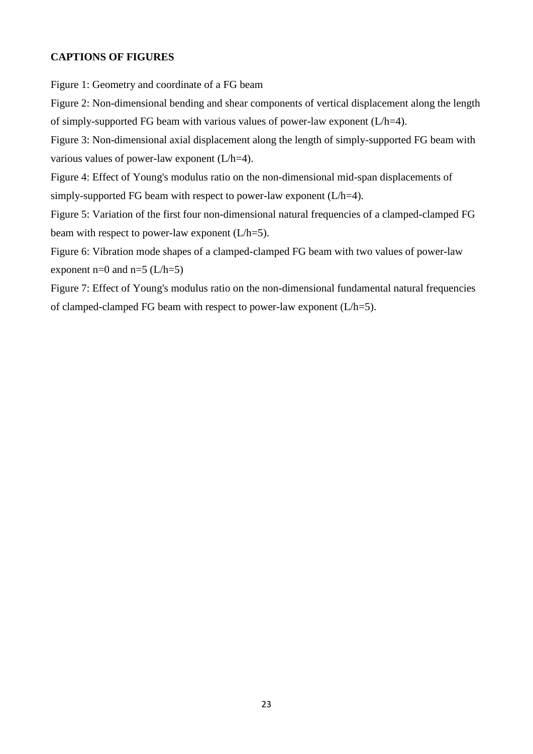**CAPTIONS OF FIGURES**

Figure 1: Geometry and coordinate of a FG beam

Figure 2: Non-dimensional bending and shear components of vertical displacement along the length of simply-supported FG beam with various values of power-law exponent ($L/h=4$).

Figure 3: Non-dimensional axial displacement along the length of simply-supported FG beam with various values of power-law exponent ($L/h=4$).

Figure 4: Effect of Young's modulus ratio on the non-dimensional mid-span displacements of simply-supported FG beam with respect to power-law exponent ($L/h=4$).

Figure 5: Variation of the first four non-dimensional natural frequencies of a clamped-clamped FG beam with respect to power-law exponent ($L/h=5$).

Figure 6: Vibration mode shapes of a clamped-clamped FG beam with two values of power-law exponent $n=0$ and $n=5$ ($L/h=5$)

Figure 7: Effect of Young's modulus ratio on the non-dimensional fundamental natural frequencies of clamped-clamped FG beam with respect to power-law exponent ($L/h=5$).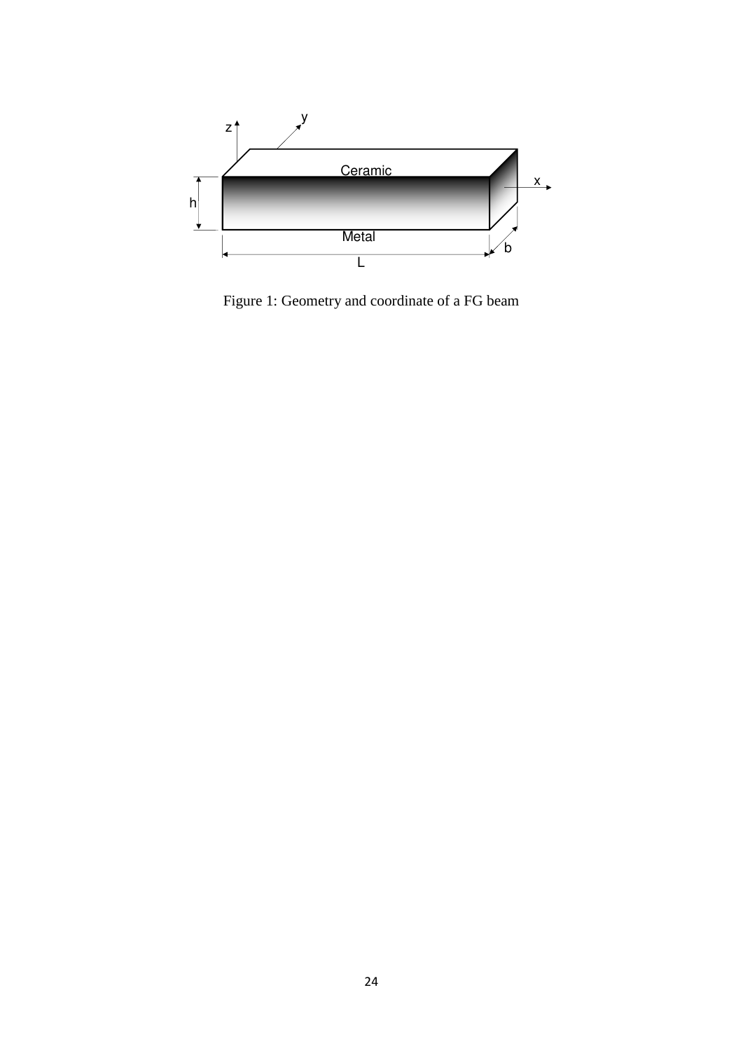Figure 1: Geometry and coordinate of a FG beam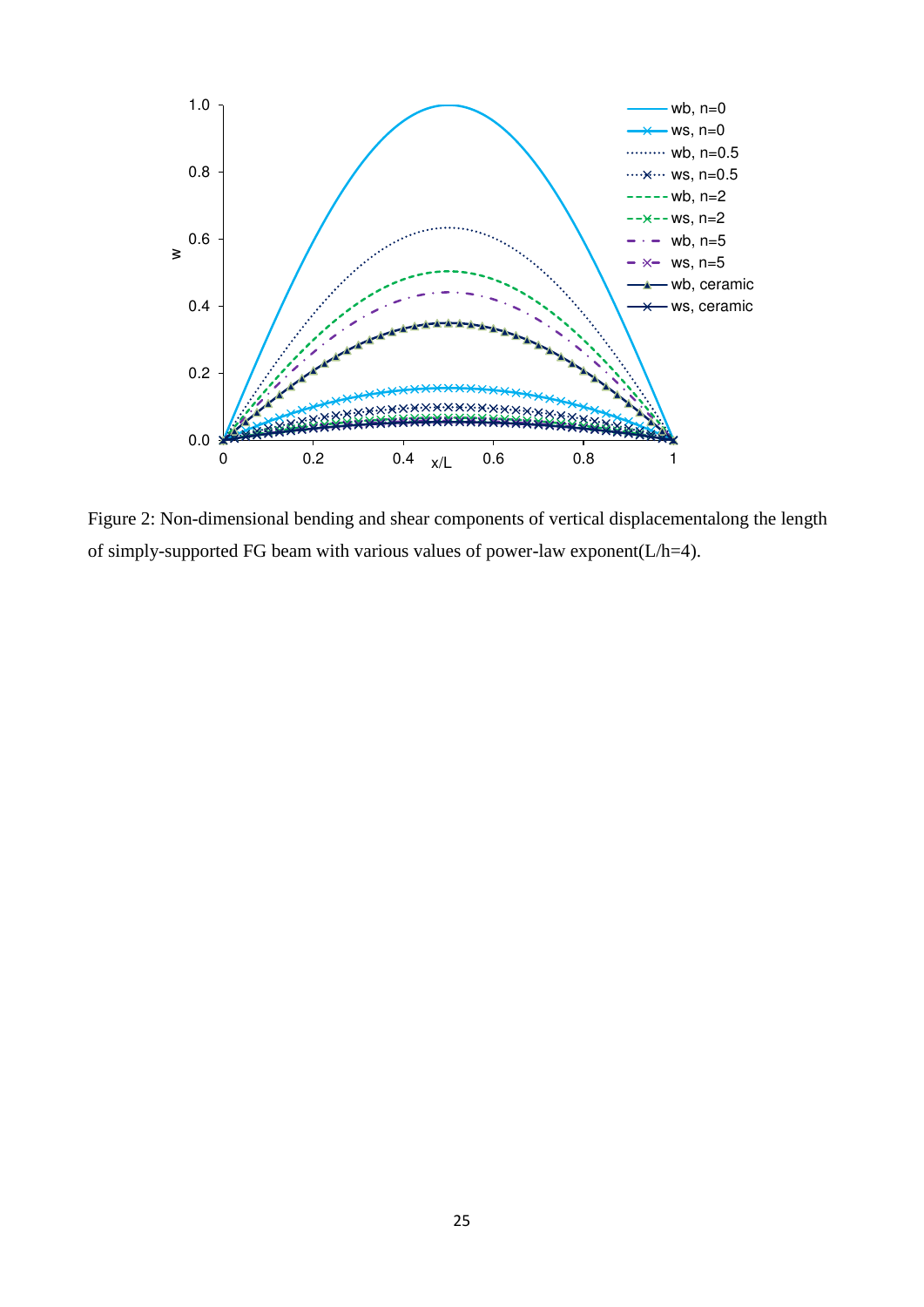Figure 2: Non-dimensional bending and shear components of vertical displacementalong the length of simply-supported FG beam with various values of power-law exponent(L/h=4).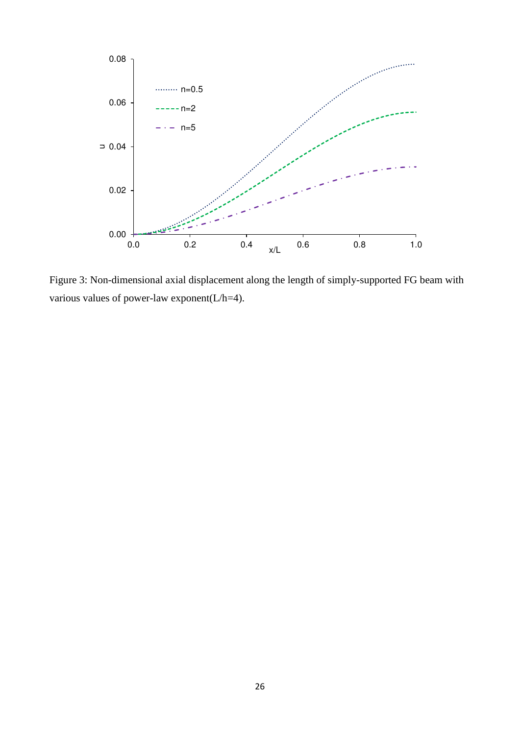Figure 3: Non-dimensional axial displacement along the length of simply-supported FG beam with various values of power-law exponent(L/h=4).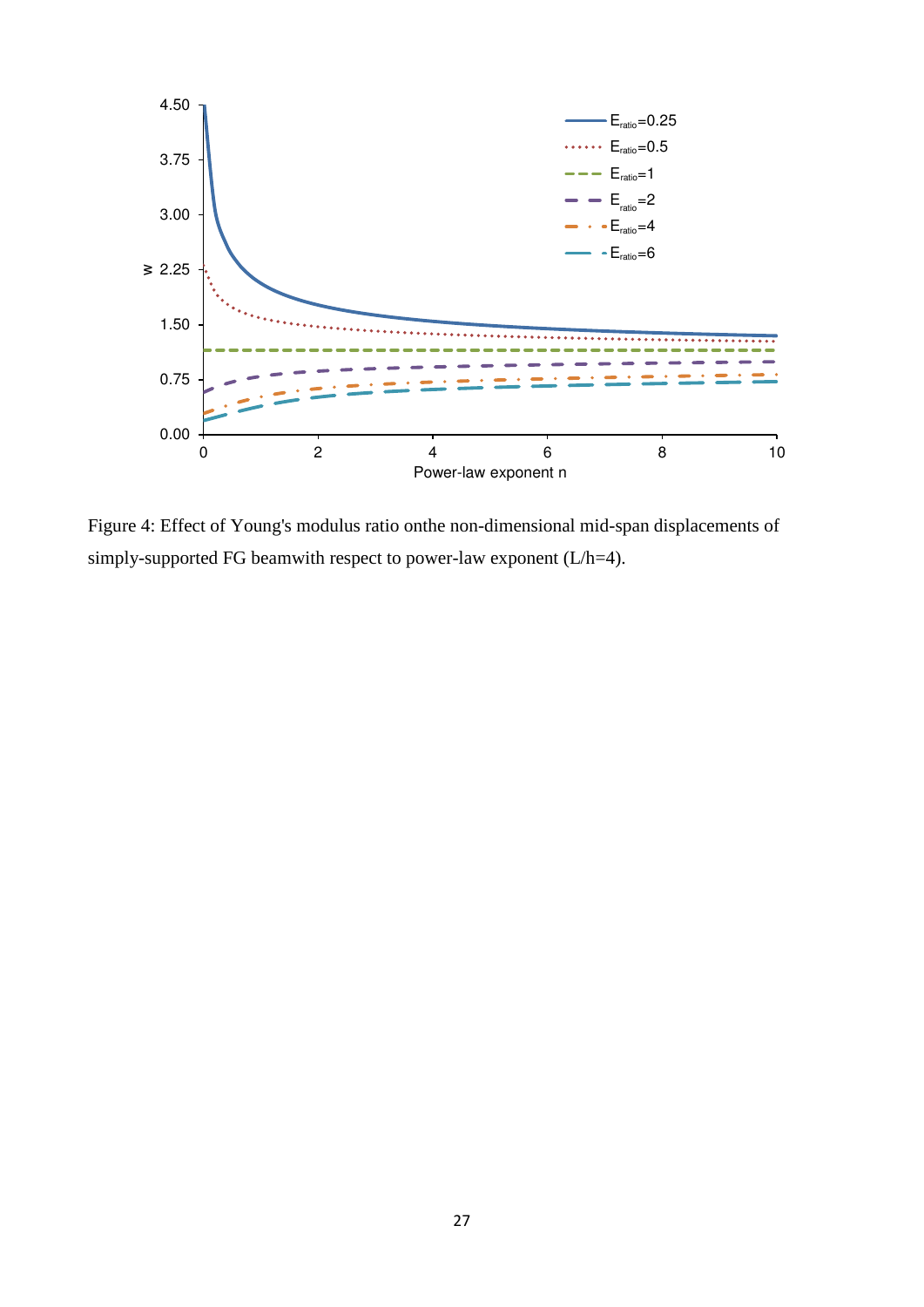Figure 4: Effect of Young's modulus ratio onthe non-dimensional mid-span displacements of simply-supported FG beamwith respect to power-law exponent (L/h=4).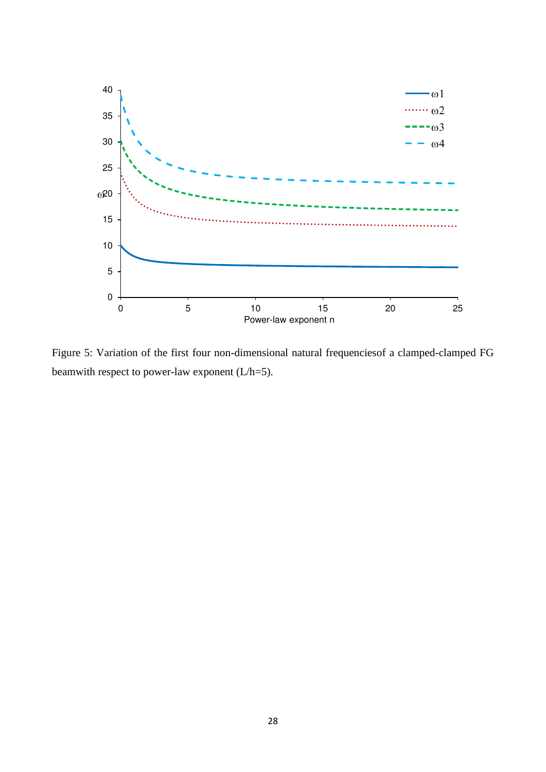Figure 5: Variation of the first four non-dimensional natural frequenciesof a clamped-clamped FG beamwith respect to power-law exponent (L/h=5).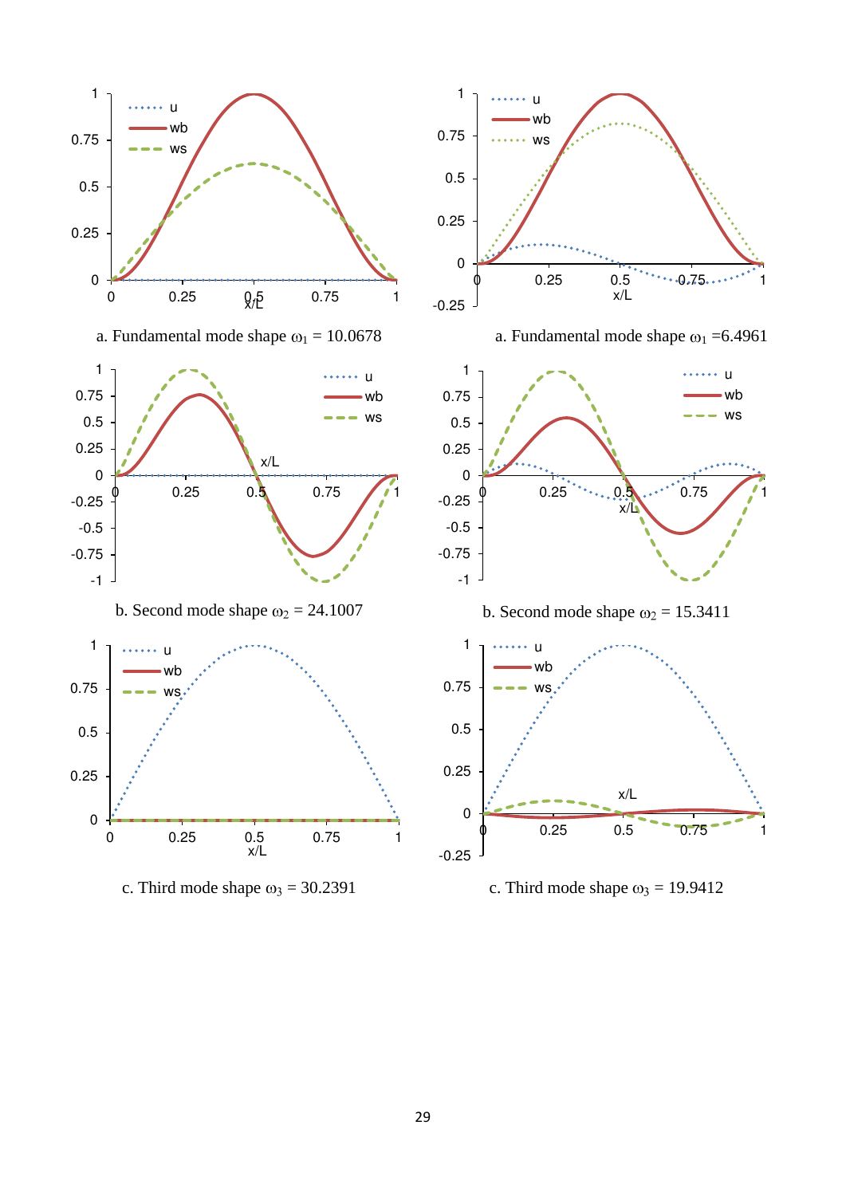a. Fundamental mode shape $\omega_1 = 10.0678$

a. Fundamental mode shape $\omega_1 = 6.4961$

b. Second mode shape $\omega_2 = 24.1007$

b. Second mode shape $\omega_2 = 15.3411$

c. Third mode shape $\omega_3 = 30.2391$

c. Third mode shape $\omega_3 = 19.9412$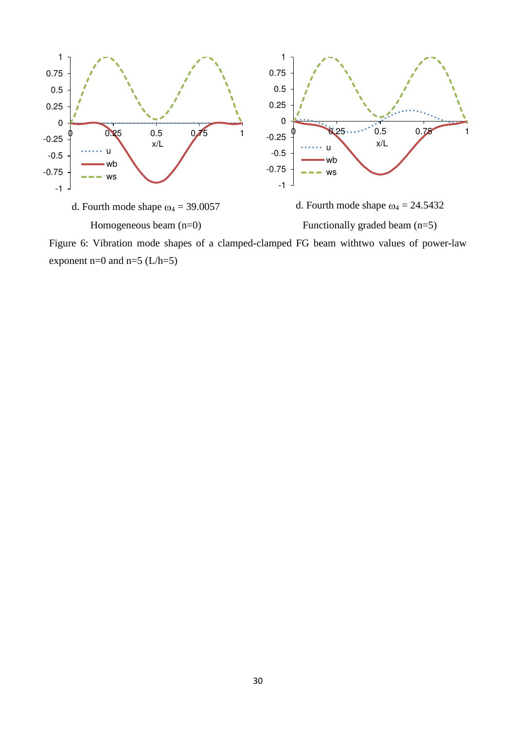d. Fourth mode shape $\omega_4$ = 39.0057

Homogeneous beam (n=0)

d. Fourth mode shape $\omega_4$ = 24.5432

Functionally graded beam (n=5)

Figure 6: Vibration mode shapes of a clamped-clamped FG beam withtwo values of power-law exponent n=0 and n=5 (L/h=5)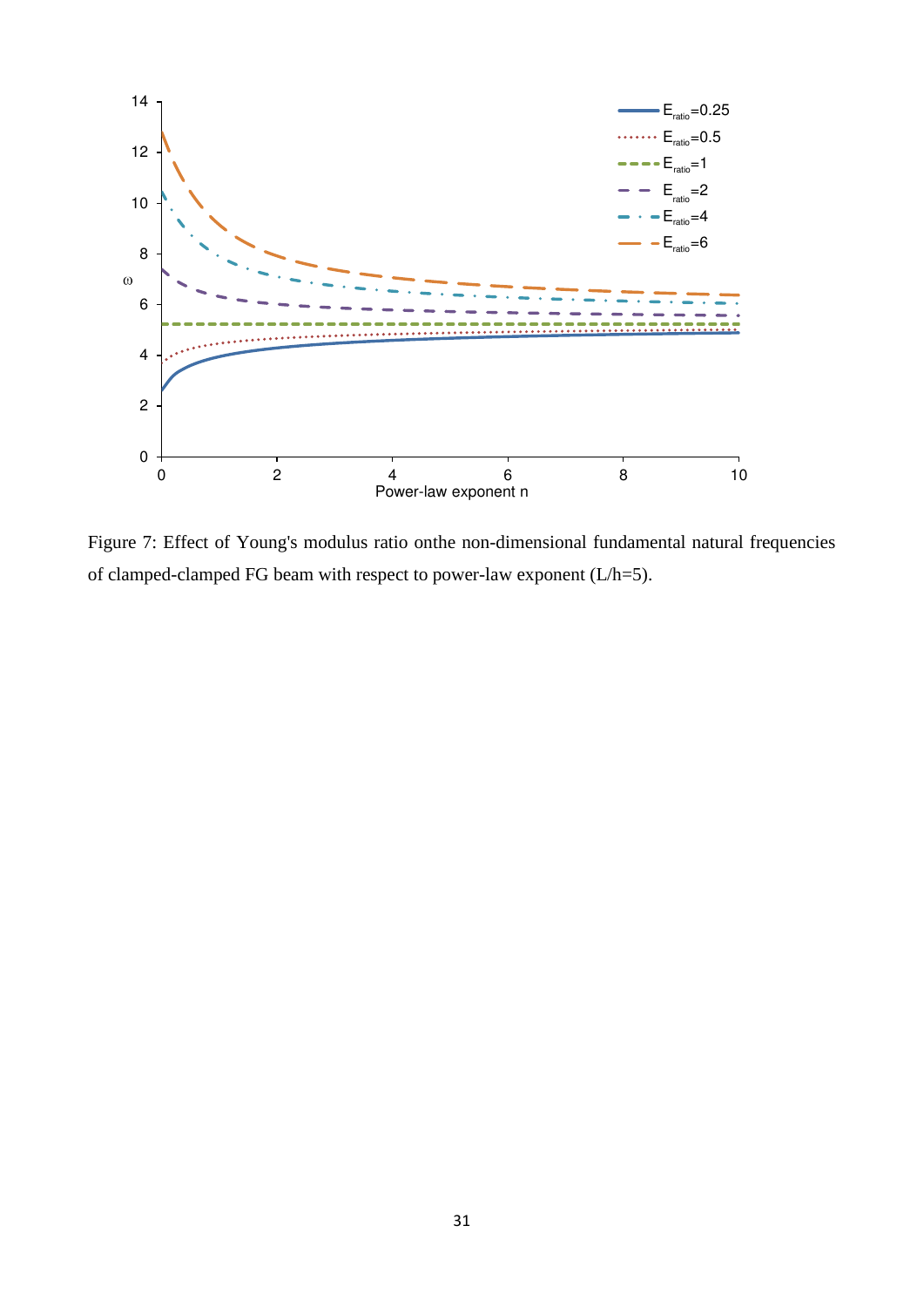14

12

10

8

ω

6

4

2

0

0 2 4 6 8 10

Power-law exponent n

$E_{ratio}$=0.25

$E_{ratio}$=0.5

$E_{ratio}$=1

$E_{ratio}$=2

$E_{ratio}$=4

$E_{ratio}$=6

Figure 7: Effect of Young's modulus ratio onthe non-dimensional fundamental natural frequencies of clamped-clamped FG beam with respect to power-law exponent (L/h=5).